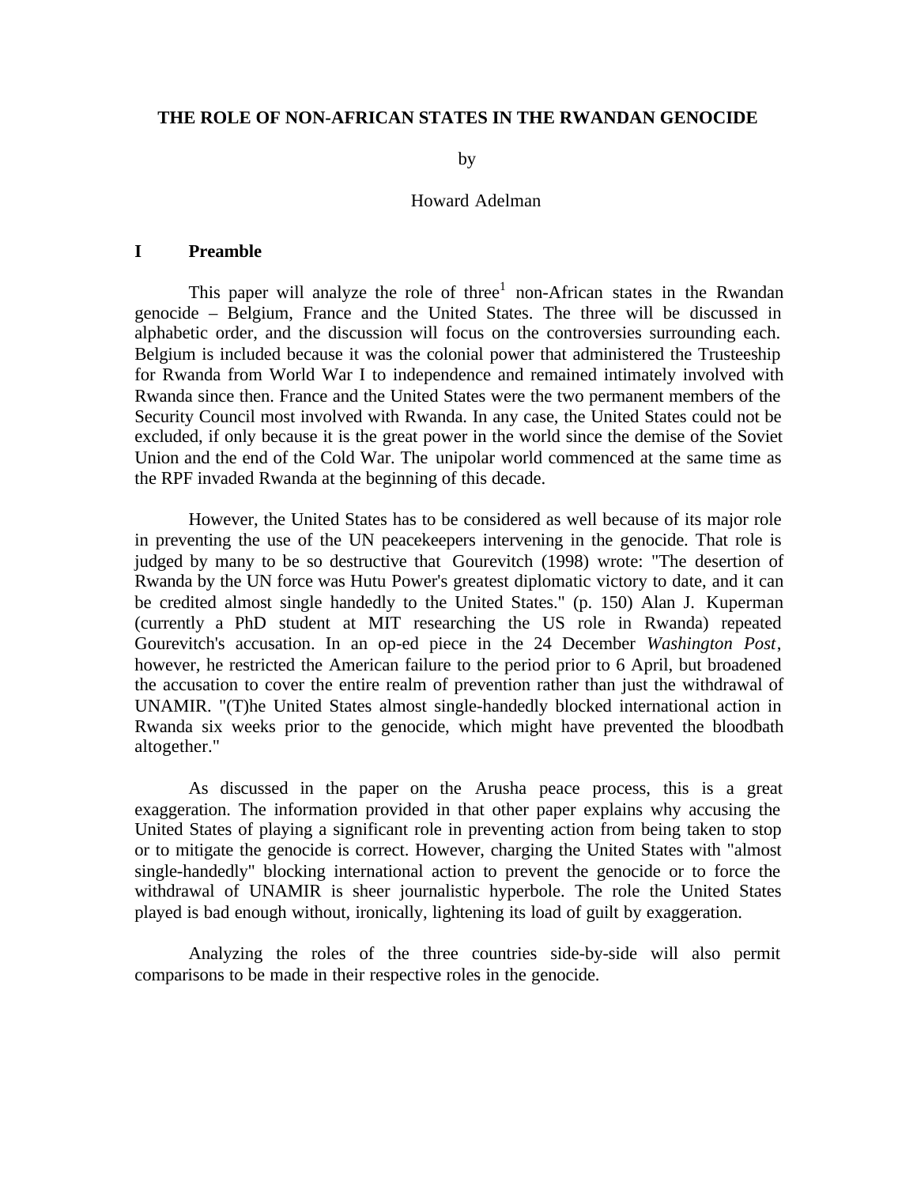# THE ROLE OF NON-AFRICAN STATES IN THE RWANDAN GENOCIDE

by

Howard Adelman

## I Preamble

This paper will analyze the role of three[1] non-African states in the Rwandan genocide – Belgium, France and the United States. The three will be discussed in alphabetic order, and the discussion will focus on the controversies surrounding each. Belgium is included because it was the colonial power that administered the Trusteeship for Rwanda from World War I to independence and remained intimately involved with Rwanda since then. France and the United States were the two permanent members of the Security Council most involved with Rwanda. In any case, the United States could not be excluded, if only because it is the great power in the world since the demise of the Soviet Union and the end of the Cold War. The unipolar world commenced at the same time as the RPF invaded Rwanda at the beginning of this decade.

However, the United States has to be considered as well because of its major role in preventing the use of the UN peacekeepers intervening in the genocide. That role is judged by many to be so destructive that Gourevitch (1998) wrote: "The desertion of Rwanda by the UN force was Hutu Power's greatest diplomatic victory to date, and it can be credited almost single handedly to the United States." (p. 150) Alan J. Kuperman (currently a PhD student at MIT researching the US role in Rwanda) repeated Gourevitch's accusation. In an op-ed piece in the 24 December *Washington Post*, however, he restricted the American failure to the period prior to 6 April, but broadened the accusation to cover the entire realm of prevention rather than just the withdrawal of UNAMIR. "(T)he United States almost single-handedly blocked international action in Rwanda six weeks prior to the genocide, which might have prevented the bloodbath altogether."

As discussed in the paper on the Arusha peace process, this is a great exaggeration. The information provided in that other paper explains why accusing the United States of playing a significant role in preventing action from being taken to stop or to mitigate the genocide is correct. However, charging the United States with "almost single-handedly" blocking international action to prevent the genocide or to force the withdrawal of UNAMIR is sheer journalistic hyperbole. The role the United States played is bad enough without, ironically, lightening its load of guilt by exaggeration.

Analyzing the roles of the three countries side-by-side will also permit comparisons to be made in their respective roles in the genocide.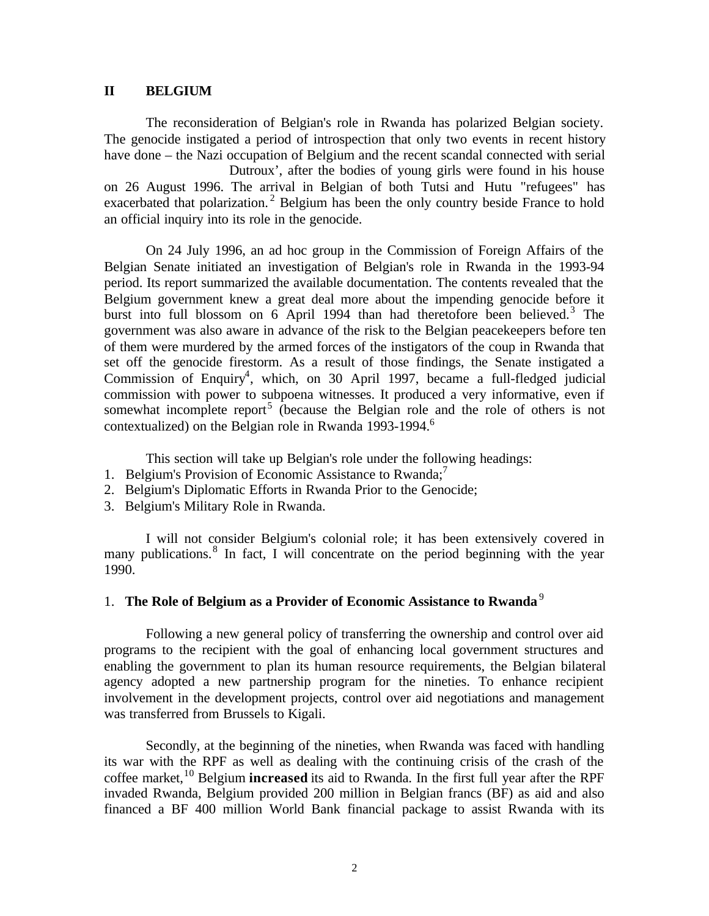## II BELGIUM

The reconsideration of Belgian's role in Rwanda has polarized Belgian society. The genocide instigated a period of introspection that only two events in recent history have done – the Nazi occupation of Belgium and the recent scandal connected with serial Dutroux', after the bodies of young girls were found in his house on 26 August 1996. The arrival in Belgian of both Tutsi and Hutu "refugees" has exacerbated that polarization.[2] Belgium has been the only country beside France to hold an official inquiry into its role in the genocide.

On 24 July 1996, an ad hoc group in the Commission of Foreign Affairs of the Belgian Senate initiated an investigation of Belgian's role in Rwanda in the 1993-94 period. Its report summarized the available documentation. The contents revealed that the Belgium government knew a great deal more about the impending genocide before it burst into full blossom on 6 April 1994 than had theretofore been believed.[3] The government was also aware in advance of the risk to the Belgian peacekeepers before ten of them were murdered by the armed forces of the instigators of the coup in Rwanda that set off the genocide firestorm. As a result of those findings, the Senate instigated a Commission of Enquiry[4], which, on 30 April 1997, became a full-fledged judicial commission with power to subpoena witnesses. It produced a very informative, even if somewhat incomplete report[5] (because the Belgian role and the role of others is not contextualized) on the Belgian role in Rwanda 1993-1994.[6]

This section will take up Belgian's role under the following headings:

1. Belgium's Provision of Economic Assistance to Rwanda;[7]
2. Belgium's Diplomatic Efforts in Rwanda Prior to the Genocide;
3. Belgium's Military Role in Rwanda.

I will not consider Belgium's colonial role; it has been extensively covered in many publications.[8] In fact, I will concentrate on the period beginning with the year 1990.

### 1. The Role of Belgium as a Provider of Economic Assistance to Rwanda[9]

Following a new general policy of transferring the ownership and control over aid programs to the recipient with the goal of enhancing local government structures and enabling the government to plan its human resource requirements, the Belgian bilateral agency adopted a new partnership program for the nineties. To enhance recipient involvement in the development projects, control over aid negotiations and management was transferred from Brussels to Kigali.

Secondly, at the beginning of the nineties, when Rwanda was faced with handling its war with the RPF as well as dealing with the continuing crisis of the crash of the coffee market,[10] Belgium **increased** its aid to Rwanda. In the first full year after the RPF invaded Rwanda, Belgium provided 200 million in Belgian francs (BF) as aid and also financed a BF 400 million World Bank financial package to assist Rwanda with its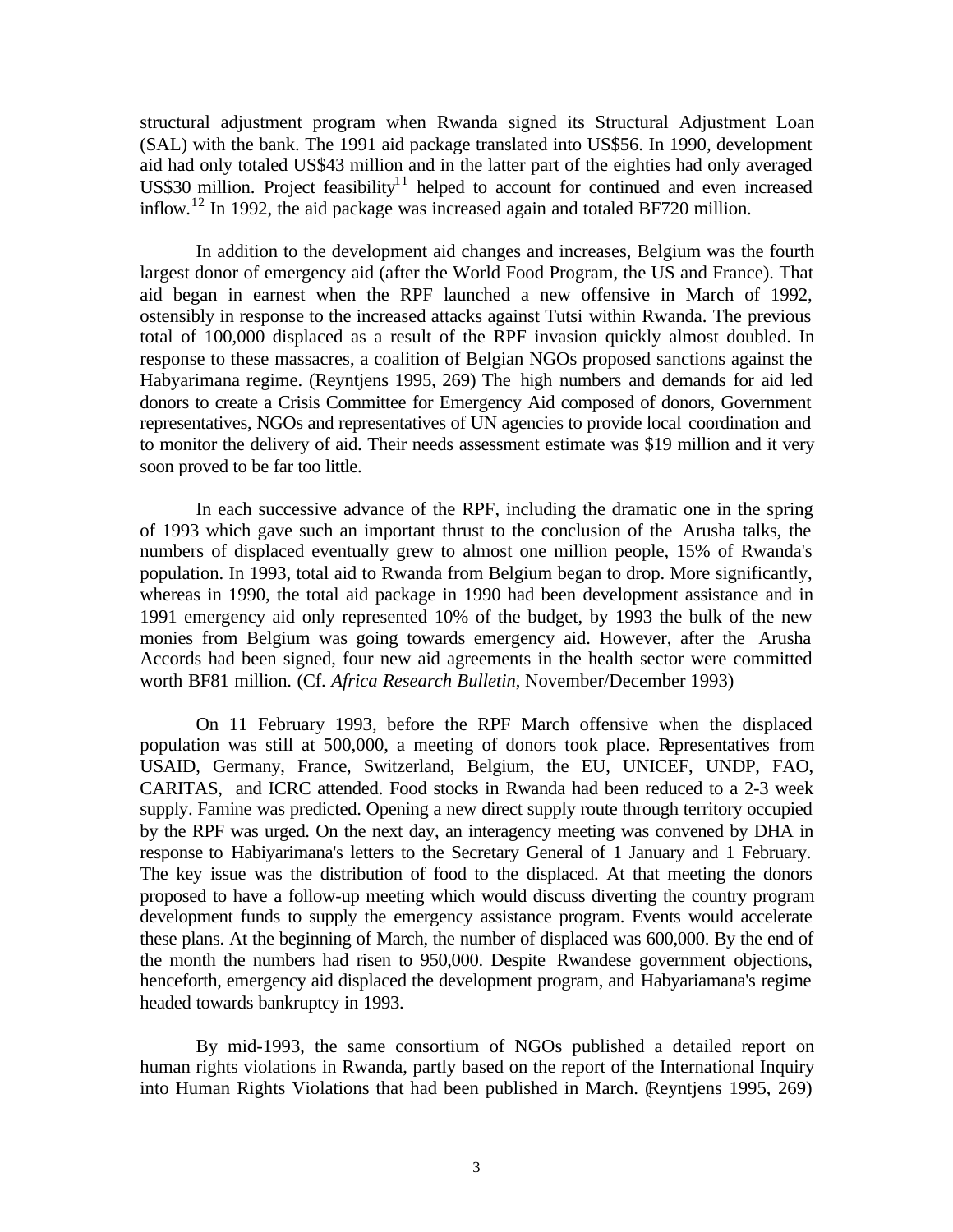structural adjustment program when Rwanda signed its Structural Adjustment Loan (SAL) with the bank. The 1991 aid package translated into US$56. In 1990, development aid had only totaled US$43 million and in the latter part of the eighties had only averaged US$30 million. Project feasibility[11] helped to account for continued and even increased inflow.[12] In 1992, the aid package was increased again and totaled BF720 million.

In addition to the development aid changes and increases, Belgium was the fourth largest donor of emergency aid (after the World Food Program, the US and France). That aid began in earnest when the RPF launched a new offensive in March of 1992, ostensibly in response to the increased attacks against Tutsi within Rwanda. The previous total of 100,000 displaced as a result of the RPF invasion quickly almost doubled. In response to these massacres, a coalition of Belgian NGOs proposed sanctions against the Habyarimana regime. (Reyntjens 1995, 269) The high numbers and demands for aid led donors to create a Crisis Committee for Emergency Aid composed of donors, Government representatives, NGOs and representatives of UN agencies to provide local coordination and to monitor the delivery of aid. Their needs assessment estimate was $19 million and it very soon proved to be far too little.

In each successive advance of the RPF, including the dramatic one in the spring of 1993 which gave such an important thrust to the conclusion of the Arusha talks, the numbers of displaced eventually grew to almost one million people, 15% of Rwanda's population. In 1993, total aid to Rwanda from Belgium began to drop. More significantly, whereas in 1990, the total aid package in 1990 had been development assistance and in 1991 emergency aid only represented 10% of the budget, by 1993 the bulk of the new monies from Belgium was going towards emergency aid. However, after the Arusha Accords had been signed, four new aid agreements in the health sector were committed worth BF81 million. (Cf. *Africa Research Bulletin*, November/December 1993)

On 11 February 1993, before the RPF March offensive when the displaced population was still at 500,000, a meeting of donors took place. Representatives from USAID, Germany, France, Switzerland, Belgium, the EU, UNICEF, UNDP, FAO, CARITAS, and ICRC attended. Food stocks in Rwanda had been reduced to a 2-3 week supply. Famine was predicted. Opening a new direct supply route through territory occupied by the RPF was urged. On the next day, an interagency meeting was convened by DHA in response to Habiyarimana's letters to the Secretary General of 1 January and 1 February. The key issue was the distribution of food to the displaced. At that meeting the donors proposed to have a follow-up meeting which would discuss diverting the country program development funds to supply the emergency assistance program. Events would accelerate these plans. At the beginning of March, the number of displaced was 600,000. By the end of the month the numbers had risen to 950,000. Despite Rwandese government objections, henceforth, emergency aid displaced the development program, and Habyariamana's regime headed towards bankruptcy in 1993.

By mid-1993, the same consortium of NGOs published a detailed report on human rights violations in Rwanda, partly based on the report of the International Inquiry into Human Rights Violations that had been published in March. (Reyntjens 1995, 269)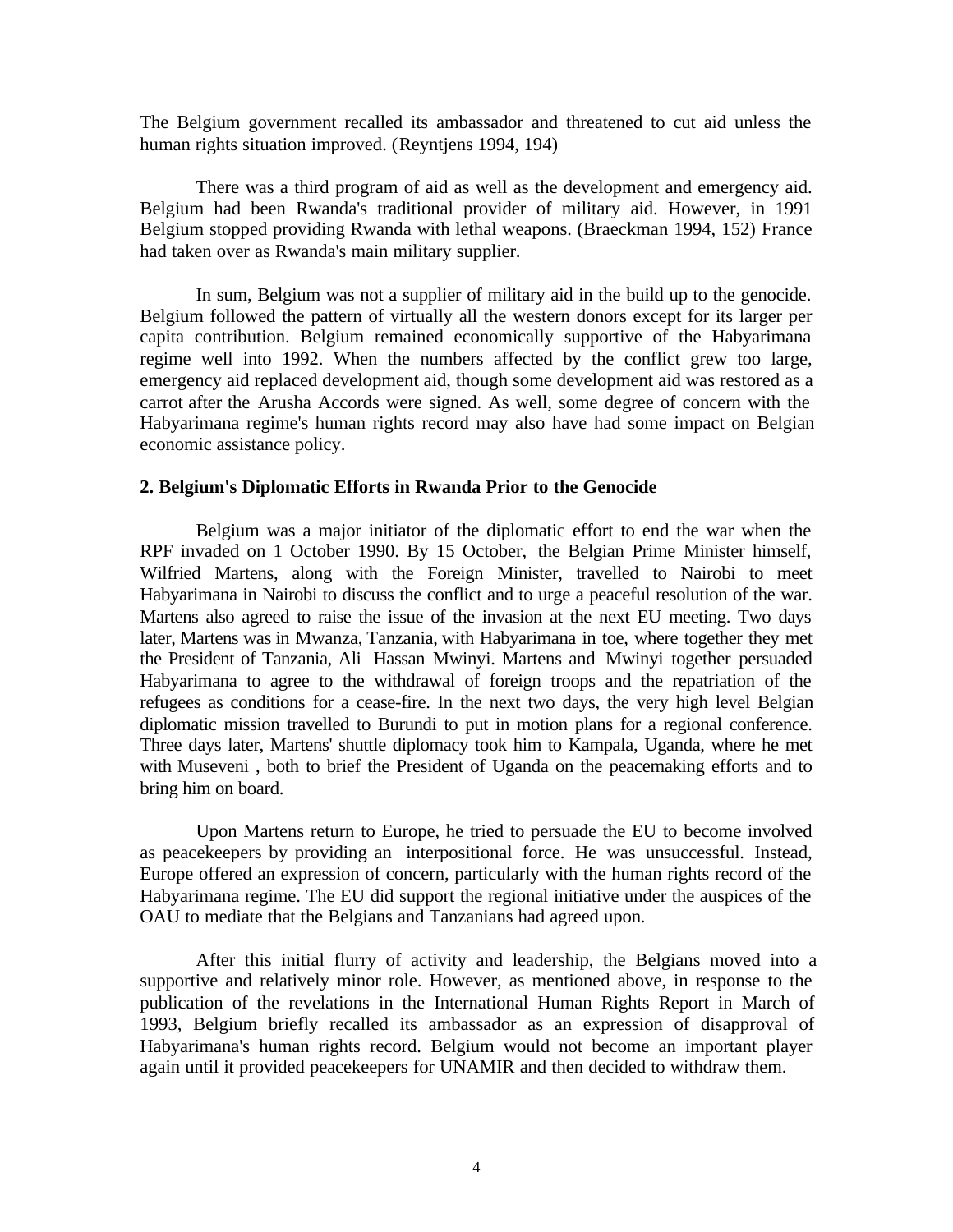The Belgium government recalled its ambassador and threatened to cut aid unless the human rights situation improved. (Reyntjens 1994, 194)

There was a third program of aid as well as the development and emergency aid. Belgium had been Rwanda's traditional provider of military aid. However, in 1991 Belgium stopped providing Rwanda with lethal weapons. (Braeckman 1994, 152) France had taken over as Rwanda's main military supplier.

In sum, Belgium was not a supplier of military aid in the build up to the genocide. Belgium followed the pattern of virtually all the western donors except for its larger per capita contribution. Belgium remained economically supportive of the Habyarimana regime well into 1992. When the numbers affected by the conflict grew too large, emergency aid replaced development aid, though some development aid was restored as a carrot after the Arusha Accords were signed. As well, some degree of concern with the Habyarimana regime's human rights record may also have had some impact on Belgian economic assistance policy.

**2. Belgium's Diplomatic Efforts in Rwanda Prior to the Genocide**

Belgium was a major initiator of the diplomatic effort to end the war when the RPF invaded on 1 October 1990. By 15 October, the Belgian Prime Minister himself, Wilfried Martens, along with the Foreign Minister, travelled to Nairobi to meet Habyarimana in Nairobi to discuss the conflict and to urge a peaceful resolution of the war. Martens also agreed to raise the issue of the invasion at the next EU meeting. Two days later, Martens was in Mwanza, Tanzania, with Habyarimana in toe, where together they met the President of Tanzania, Ali Hassan Mwinyi. Martens and Mwinyi together persuaded Habyarimana to agree to the withdrawal of foreign troops and the repatriation of the refugees as conditions for a cease-fire. In the next two days, the very high level Belgian diplomatic mission travelled to Burundi to put in motion plans for a regional conference. Three days later, Martens' shuttle diplomacy took him to Kampala, Uganda, where he met with Museveni , both to brief the President of Uganda on the peacemaking efforts and to bring him on board.

Upon Martens return to Europe, he tried to persuade the EU to become involved as peacekeepers by providing an interpositional force. He was unsuccessful. Instead, Europe offered an expression of concern, particularly with the human rights record of the Habyarimana regime. The EU did support the regional initiative under the auspices of the OAU to mediate that the Belgians and Tanzanians had agreed upon.

After this initial flurry of activity and leadership, the Belgians moved into a supportive and relatively minor role. However, as mentioned above, in response to the publication of the revelations in the International Human Rights Report in March of 1993, Belgium briefly recalled its ambassador as an expression of disapproval of Habyarimana's human rights record. Belgium would not become an important player again until it provided peacekeepers for UNAMIR and then decided to withdraw them.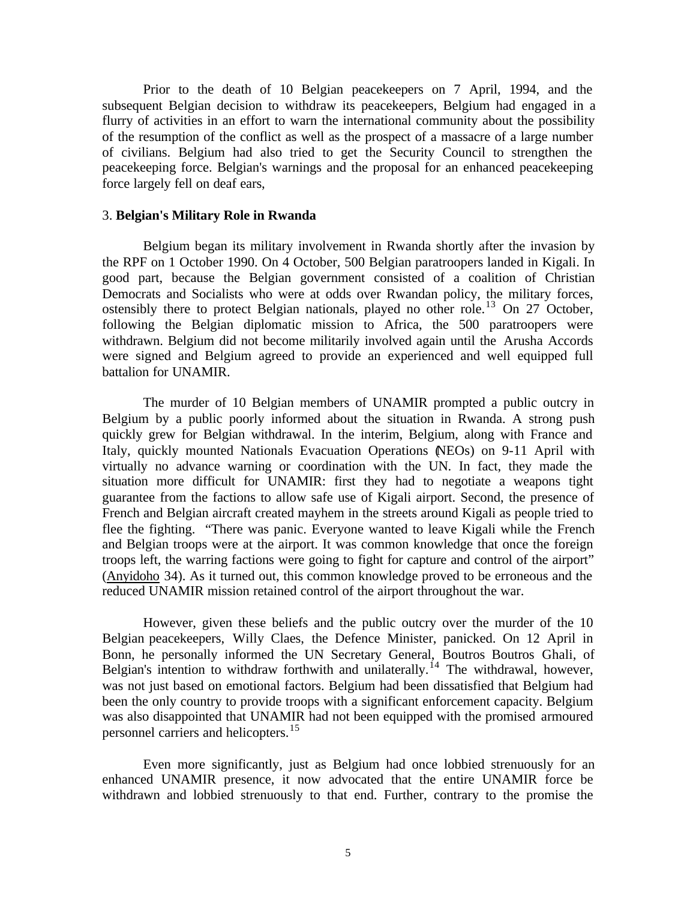Prior to the death of 10 Belgian peacekeepers on 7 April, 1994, and the subsequent Belgian decision to withdraw its peacekeepers, Belgium had engaged in a flurry of activities in an effort to warn the international community about the possibility of the resumption of the conflict as well as the prospect of a massacre of a large number of civilians. Belgium had also tried to get the Security Council to strengthen the peacekeeping force. Belgian's warnings and the proposal for an enhanced peacekeeping force largely fell on deaf ears,

3. **Belgian's Military Role in Rwanda**

Belgium began its military involvement in Rwanda shortly after the invasion by the RPF on 1 October 1990. On 4 October, 500 Belgian paratroopers landed in Kigali. In good part, because the Belgian government consisted of a coalition of Christian Democrats and Socialists who were at odds over Rwandan policy, the military forces, ostensibly there to protect Belgian nationals, played no other role.[13] On 27 October, following the Belgian diplomatic mission to Africa, the 500 paratroopers were withdrawn. Belgium did not become militarily involved again until the Arusha Accords were signed and Belgium agreed to provide an experienced and well equipped full battalion for UNAMIR.

The murder of 10 Belgian members of UNAMIR prompted a public outcry in Belgium by a public poorly informed about the situation in Rwanda. A strong push quickly grew for Belgian withdrawal. In the interim, Belgium, along with France and Italy, quickly mounted Nationals Evacuation Operations (NEOs) on 9-11 April with virtually no advance warning or coordination with the UN. In fact, they made the situation more difficult for UNAMIR: first they had to negotiate a weapons tight guarantee from the factions to allow safe use of Kigali airport. Second, the presence of French and Belgian aircraft created mayhem in the streets around Kigali as people tried to flee the fighting. "There was panic. Everyone wanted to leave Kigali while the French and Belgian troops were at the airport. It was common knowledge that once the foreign troops left, the warring factions were going to fight for capture and control of the airport" (Anyidoho 34). As it turned out, this common knowledge proved to be erroneous and the reduced UNAMIR mission retained control of the airport throughout the war.

However, given these beliefs and the public outcry over the murder of the 10 Belgian peacekeepers, Willy Claes, the Defence Minister, panicked. On 12 April in Bonn, he personally informed the UN Secretary General, Boutros Boutros Ghali, of Belgian's intention to withdraw forthwith and unilaterally.[14] The withdrawal, however, was not just based on emotional factors. Belgium had been dissatisfied that Belgium had been the only country to provide troops with a significant enforcement capacity. Belgium was also disappointed that UNAMIR had not been equipped with the promised armoured personnel carriers and helicopters.[15]

Even more significantly, just as Belgium had once lobbied strenuously for an enhanced UNAMIR presence, it now advocated that the entire UNAMIR force be withdrawn and lobbied strenuously to that end. Further, contrary to the promise the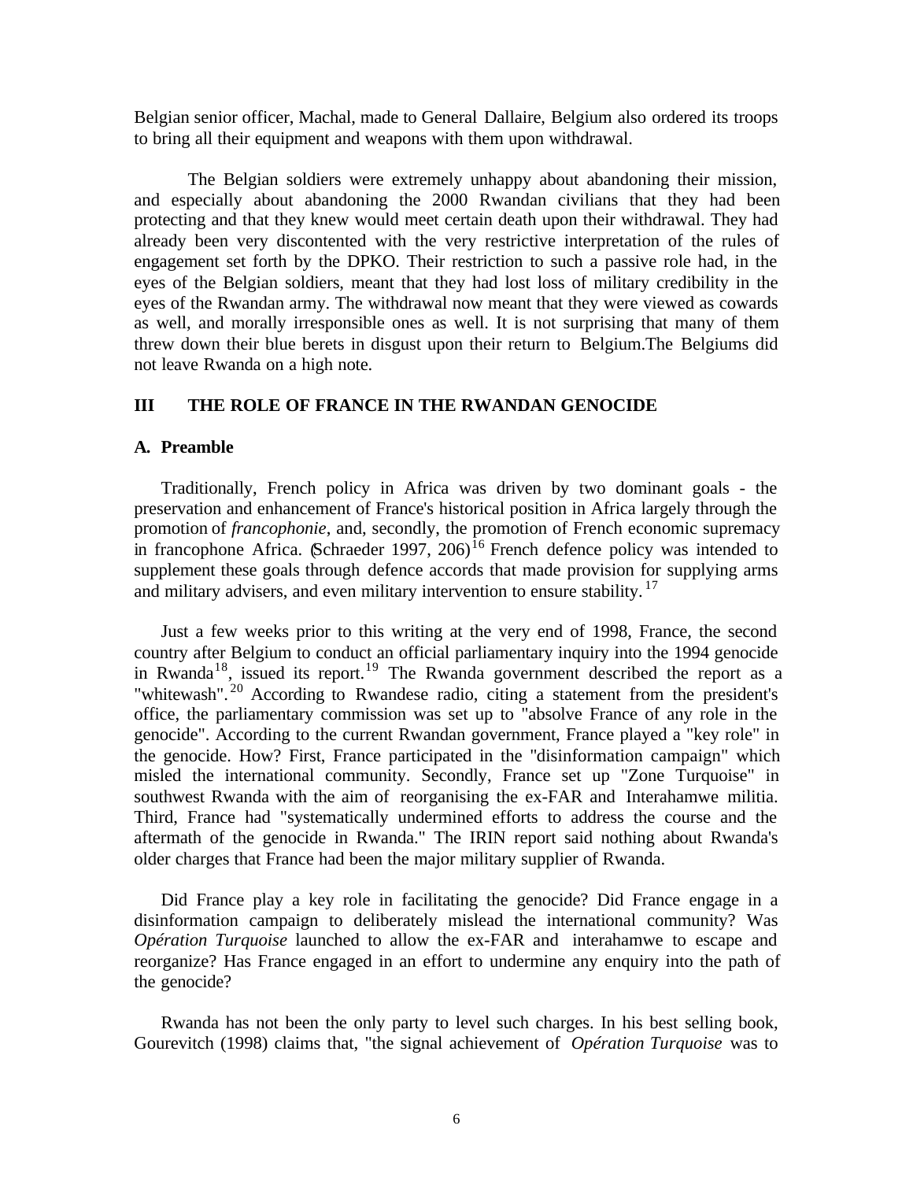Belgian senior officer, Machal, made to General Dallaire, Belgium also ordered its troops to bring all their equipment and weapons with them upon withdrawal.

The Belgian soldiers were extremely unhappy about abandoning their mission, and especially about abandoning the 2000 Rwandan civilians that they had been protecting and that they knew would meet certain death upon their withdrawal. They had already been very discontented with the very restrictive interpretation of the rules of engagement set forth by the DPKO. Their restriction to such a passive role had, in the eyes of the Belgian soldiers, meant that they had lost loss of military credibility in the eyes of the Rwandan army. The withdrawal now meant that they were viewed as cowards as well, and morally irresponsible ones as well. It is not surprising that many of them threw down their blue berets in disgust upon their return to Belgium.The Belgiums did not leave Rwanda on a high note.

## III THE ROLE OF FRANCE IN THE RWANDAN GENOCIDE

### A. Preamble

Traditionally, French policy in Africa was driven by two dominant goals - the preservation and enhancement of France's historical position in Africa largely through the promotion of *francophonie*, and, secondly, the promotion of French economic supremacy in francophone Africa. (Schraeder 1997, 206)[16] French defence policy was intended to supplement these goals through defence accords that made provision for supplying arms and military advisers, and even military intervention to ensure stability.[17]

Just a few weeks prior to this writing at the very end of 1998, France, the second country after Belgium to conduct an official parliamentary inquiry into the 1994 genocide in Rwanda[18], issued its report.[19] The Rwanda government described the report as a "whitewash".[20] According to Rwandese radio, citing a statement from the president's office, the parliamentary commission was set up to "absolve France of any role in the genocide". According to the current Rwandan government, France played a "key role" in the genocide. How? First, France participated in the "disinformation campaign" which misled the international community. Secondly, France set up "Zone Turquoise" in southwest Rwanda with the aim of reorganising the ex-FAR and Interahamwe militia. Third, France had "systematically undermined efforts to address the course and the aftermath of the genocide in Rwanda." The IRIN report said nothing about Rwanda's older charges that France had been the major military supplier of Rwanda.

Did France play a key role in facilitating the genocide? Did France engage in a disinformation campaign to deliberately mislead the international community? Was *Opération Turquoise* launched to allow the ex-FAR and interahamwe to escape and reorganize? Has France engaged in an effort to undermine any enquiry into the path of the genocide?

Rwanda has not been the only party to level such charges. In his best selling book, Gourevitch (1998) claims that, "the signal achievement of *Opération Turquoise* was to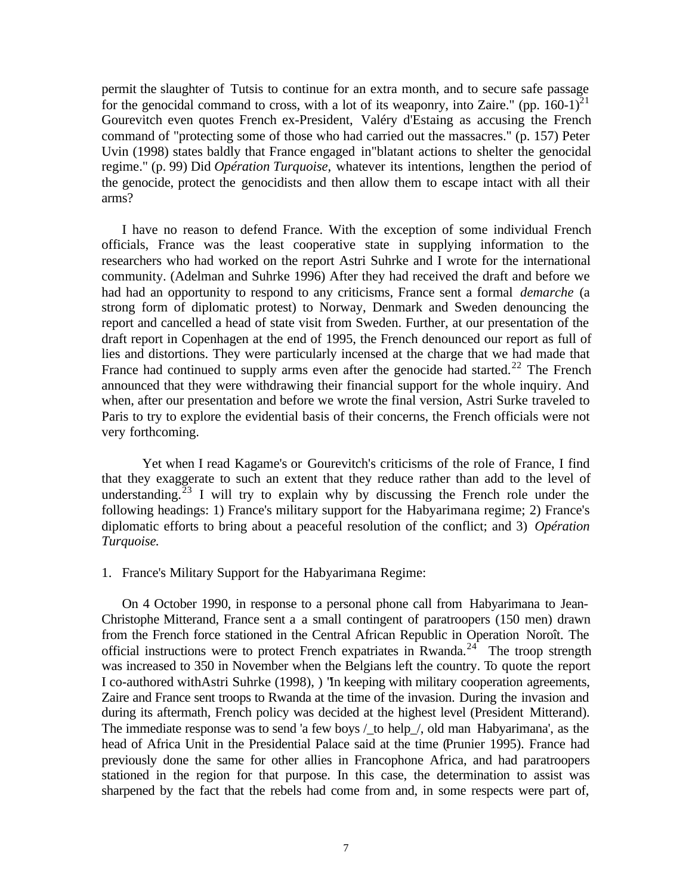permit the slaughter of Tutsis to continue for an extra month, and to secure safe passage for the genocidal command to cross, with a lot of its weaponry, into Zaire." (pp. 160-1)[21] Gourevitch even quotes French ex-President, Valéry d'Estaing as accusing the French command of "protecting some of those who had carried out the massacres." (p. 157) Peter Uvin (1998) states baldly that France engaged in"blatant actions to shelter the genocidal regime." (p. 99) Did *Opération Turquoise*, whatever its intentions, lengthen the period of the genocide, protect the genocidists and then allow them to escape intact with all their arms?

I have no reason to defend France. With the exception of some individual French officials, France was the least cooperative state in supplying information to the researchers who had worked on the report Astri Suhrke and I wrote for the international community. (Adelman and Suhrke 1996) After they had received the draft and before we had had an opportunity to respond to any criticisms, France sent a formal *demarche* (a strong form of diplomatic protest) to Norway, Denmark and Sweden denouncing the report and cancelled a head of state visit from Sweden. Further, at our presentation of the draft report in Copenhagen at the end of 1995, the French denounced our report as full of lies and distortions. They were particularly incensed at the charge that we had made that France had continued to supply arms even after the genocide had started.[22] The French announced that they were withdrawing their financial support for the whole inquiry. And when, after our presentation and before we wrote the final version, Astri Surke traveled to Paris to try to explore the evidential basis of their concerns, the French officials were not very forthcoming.

Yet when I read Kagame's or Gourevitch's criticisms of the role of France, I find that they exaggerate to such an extent that they reduce rather than add to the level of understanding.[23] I will try to explain why by discussing the French role under the following headings: 1) France's military support for the Habyarimana regime; 2) France's diplomatic efforts to bring about a peaceful resolution of the conflict; and 3) *Opération Turquoise.*

1. France's Military Support for the Habyarimana Regime:

On 4 October 1990, in response to a personal phone call from Habyarimana to Jean-Christophe Mitterand, France sent a a small contingent of paratroopers (150 men) drawn from the French force stationed in the Central African Republic in Operation Noroît. The official instructions were to protect French expatriates in Rwanda.[24] The troop strength was increased to 350 in November when the Belgians left the country. To quote the report I co-authored withAstri Suhrke (1998), ) "In keeping with military cooperation agreements, Zaire and France sent troops to Rwanda at the time of the invasion. During the invasion and during its aftermath, French policy was decided at the highest level (President Mitterand). The immediate response was to send 'a few boys /_to help_/, old man Habyarimana', as the head of Africa Unit in the Presidential Palace said at the time (Prunier 1995). France had previously done the same for other allies in Francophone Africa, and had paratroopers stationed in the region for that purpose. In this case, the determination to assist was sharpened by the fact that the rebels had come from and, in some respects were part of,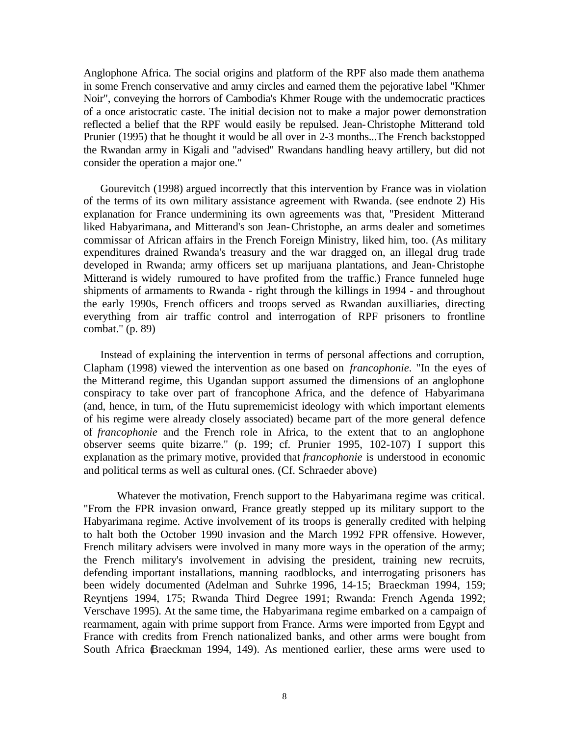Anglophone Africa. The social origins and platform of the RPF also made them anathema in some French conservative and army circles and earned them the pejorative label "Khmer Noir", conveying the horrors of Cambodia's Khmer Rouge with the undemocratic practices of a once aristocratic caste. The initial decision not to make a major power demonstration reflected a belief that the RPF would easily be repulsed. Jean-Christophe Mitterand told Prunier (1995) that he thought it would be all over in 2-3 months...The French backstopped the Rwandan army in Kigali and "advised" Rwandans handling heavy artillery, but did not consider the operation a major one."

Gourevitch (1998) argued incorrectly that this intervention by France was in violation of the terms of its own military assistance agreement with Rwanda. (see endnote 2) His explanation for France undermining its own agreements was that, "President Mitterand liked Habyarimana, and Mitterand's son Jean-Christophe, an arms dealer and sometimes commissar of African affairs in the French Foreign Ministry, liked him, too. (As military expenditures drained Rwanda's treasury and the war dragged on, an illegal drug trade developed in Rwanda; army officers set up marijuana plantations, and Jean-Christophe Mitterand is widely rumoured to have profited from the traffic.) France funneled huge shipments of armaments to Rwanda - right through the killings in 1994 - and throughout the early 1990s, French officers and troops served as Rwandan auxilliaries, directing everything from air traffic control and interrogation of RPF prisoners to frontline combat." (p. 89)

Instead of explaining the intervention in terms of personal affections and corruption, Clapham (1998) viewed the intervention as one based on *francophonie*. "In the eyes of the Mitterand regime, this Ugandan support assumed the dimensions of an anglophone conspiracy to take over part of francophone Africa, and the defence of Habyarimana (and, hence, in turn, of the Hutu suprememicist ideology with which important elements of his regime were already closely associated) became part of the more general defence of *francophonie* and the French role in Africa, to the extent that to an anglophone observer seems quite bizarre." (p. 199; cf. Prunier 1995, 102-107) I support this explanation as the primary motive, provided that *francophonie* is understood in economic and political terms as well as cultural ones. (Cf. Schraeder above)

Whatever the motivation, French support to the Habyarimana regime was critical. "From the FPR invasion onward, France greatly stepped up its military support to the Habyarimana regime. Active involvement of its troops is generally credited with helping to halt both the October 1990 invasion and the March 1992 FPR offensive. However, French military advisers were involved in many more ways in the operation of the army; the French military's involvement in advising the president, training new recruits, defending important installations, manning raodblocks, and interrogating prisoners has been widely documented (Adelman and Suhrke 1996, 14-15; Braeckman 1994, 159; Reyntjens 1994, 175; Rwanda Third Degree 1991; Rwanda: French Agenda 1992; Verschave 1995). At the same time, the Habyarimana regime embarked on a campaign of rearmament, again with prime support from France. Arms were imported from Egypt and France with credits from French nationalized banks, and other arms were bought from South Africa (Braeckman 1994, 149). As mentioned earlier, these arms were used to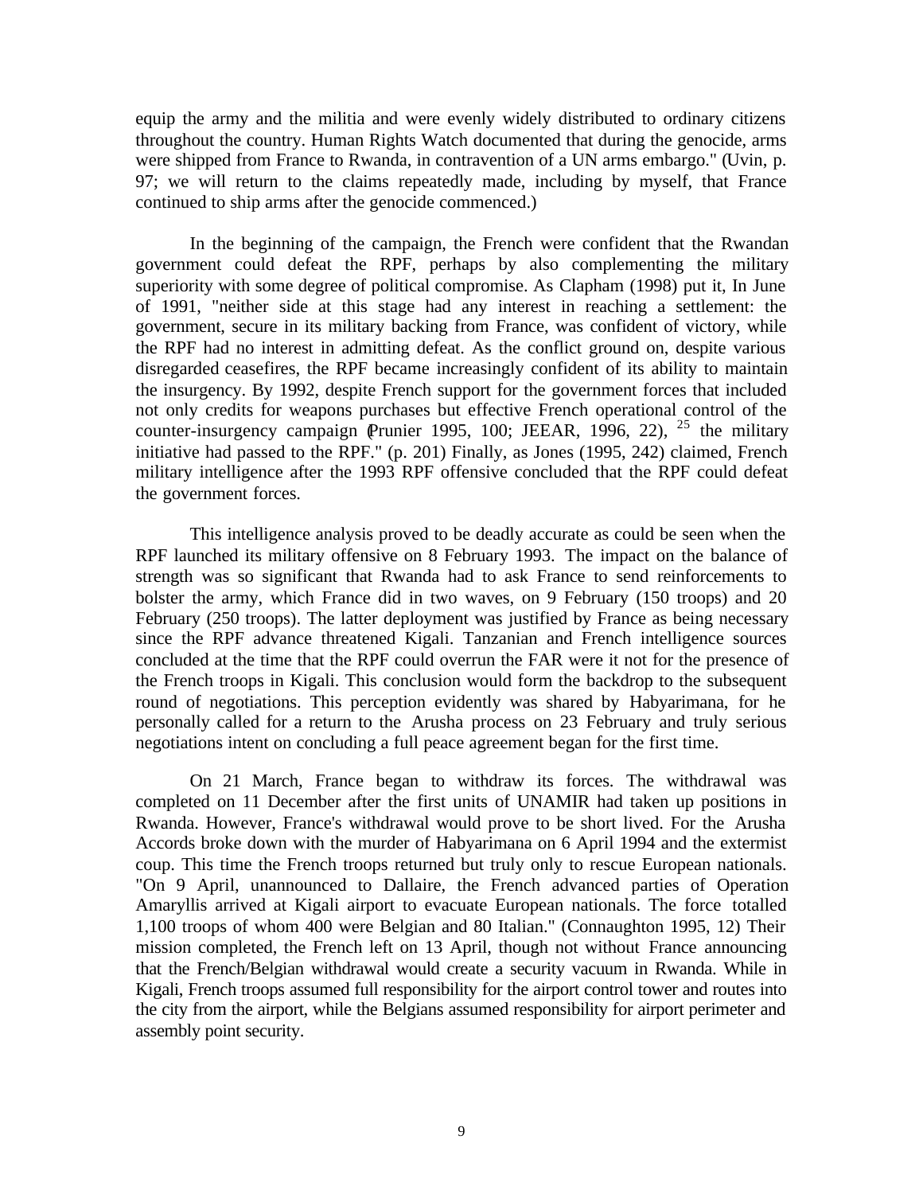equip the army and the militia and were evenly widely distributed to ordinary citizens throughout the country. Human Rights Watch documented that during the genocide, arms were shipped from France to Rwanda, in contravention of a UN arms embargo." (Uvin, p. 97; we will return to the claims repeatedly made, including by myself, that France continued to ship arms after the genocide commenced.)

In the beginning of the campaign, the French were confident that the Rwandan government could defeat the RPF, perhaps by also complementing the military superiority with some degree of political compromise. As Clapham (1998) put it, In June of 1991, "neither side at this stage had any interest in reaching a settlement: the government, secure in its military backing from France, was confident of victory, while the RPF had no interest in admitting defeat. As the conflict ground on, despite various disregarded ceasefires, the RPF became increasingly confident of its ability to maintain the insurgency. By 1992, despite French support for the government forces that included not only credits for weapons purchases but effective French operational control of the counter-insurgency campaign (Prunier 1995, 100; JEEAR, 1996, 22), [25] the military initiative had passed to the RPF." (p. 201) Finally, as Jones (1995, 242) claimed, French military intelligence after the 1993 RPF offensive concluded that the RPF could defeat the government forces.

This intelligence analysis proved to be deadly accurate as could be seen when the RPF launched its military offensive on 8 February 1993. The impact on the balance of strength was so significant that Rwanda had to ask France to send reinforcements to bolster the army, which France did in two waves, on 9 February (150 troops) and 20 February (250 troops). The latter deployment was justified by France as being necessary since the RPF advance threatened Kigali. Tanzanian and French intelligence sources concluded at the time that the RPF could overrun the FAR were it not for the presence of the French troops in Kigali. This conclusion would form the backdrop to the subsequent round of negotiations. This perception evidently was shared by Habyarimana, for he personally called for a return to the Arusha process on 23 February and truly serious negotiations intent on concluding a full peace agreement began for the first time.

On 21 March, France began to withdraw its forces. The withdrawal was completed on 11 December after the first units of UNAMIR had taken up positions in Rwanda. However, France's withdrawal would prove to be short lived. For the Arusha Accords broke down with the murder of Habyarimana on 6 April 1994 and the extermist coup. This time the French troops returned but truly only to rescue European nationals. "On 9 April, unannounced to Dallaire, the French advanced parties of Operation Amaryllis arrived at Kigali airport to evacuate European nationals. The force totalled 1,100 troops of whom 400 were Belgian and 80 Italian." (Connaughton 1995, 12) Their mission completed, the French left on 13 April, though not without France announcing that the French/Belgian withdrawal would create a security vacuum in Rwanda. While in Kigali, French troops assumed full responsibility for the airport control tower and routes into the city from the airport, while the Belgians assumed responsibility for airport perimeter and assembly point security.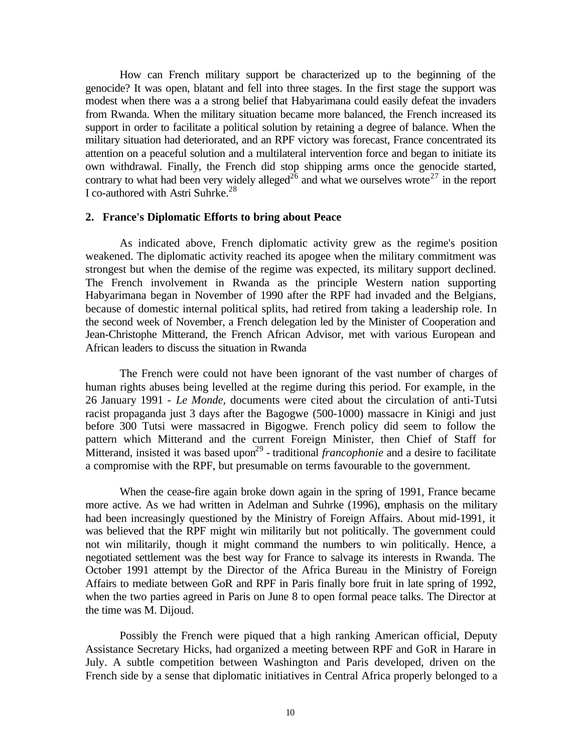How can French military support be characterized up to the beginning of the genocide? It was open, blatant and fell into three stages. In the first stage the support was modest when there was a a strong belief that Habyarimana could easily defeat the invaders from Rwanda. When the military situation became more balanced, the French increased its support in order to facilitate a political solution by retaining a degree of balance. When the military situation had deteriorated, and an RPF victory was forecast, France concentrated its attention on a peaceful solution and a multilateral intervention force and began to initiate its own withdrawal. Finally, the French did stop shipping arms once the genocide started, contrary to what had been very widely alleged[26] and what we ourselves wrote[27] in the report I co-authored with Astri Suhrke.[28]

## 2. France's Diplomatic Efforts to bring about Peace

As indicated above, French diplomatic activity grew as the regime's position weakened. The diplomatic activity reached its apogee when the military commitment was strongest but when the demise of the regime was expected, its military support declined. The French involvement in Rwanda as the principle Western nation supporting Habyarimana began in November of 1990 after the RPF had invaded and the Belgians, because of domestic internal political splits, had retired from taking a leadership role. In the second week of November, a French delegation led by the Minister of Cooperation and Jean-Christophe Mitterand, the French African Advisor, met with various European and African leaders to discuss the situation in Rwanda

The French were could not have been ignorant of the vast number of charges of human rights abuses being levelled at the regime during this period. For example, in the 26 January 1991 - *Le Monde,* documents were cited about the circulation of anti-Tutsi racist propaganda just 3 days after the Bagogwe (500-1000) massacre in Kinigi and just before 300 Tutsi were massacred in Bigogwe. French policy did seem to follow the pattern which Mitterand and the current Foreign Minister, then Chief of Staff for Mitterand, insisted it was based upon[29] - traditional *francophonie* and a desire to facilitate a compromise with the RPF, but presumable on terms favourable to the government.

When the cease-fire again broke down again in the spring of 1991, France became more active. As we had written in Adelman and Suhrke (1996), emphasis on the military had been increasingly questioned by the Ministry of Foreign Affairs. About mid-1991, it was believed that the RPF might win militarily but not politically. The government could not win militarily, though it might command the numbers to win politically. Hence, a negotiated settlement was the best way for France to salvage its interests in Rwanda. The October 1991 attempt by the Director of the Africa Bureau in the Ministry of Foreign Affairs to mediate between GoR and RPF in Paris finally bore fruit in late spring of 1992, when the two parties agreed in Paris on June 8 to open formal peace talks. The Director at the time was M. Dijoud.

Possibly the French were piqued that a high ranking American official, Deputy Assistance Secretary Hicks, had organized a meeting between RPF and GoR in Harare in July. A subtle competition between Washington and Paris developed, driven on the French side by a sense that diplomatic initiatives in Central Africa properly belonged to a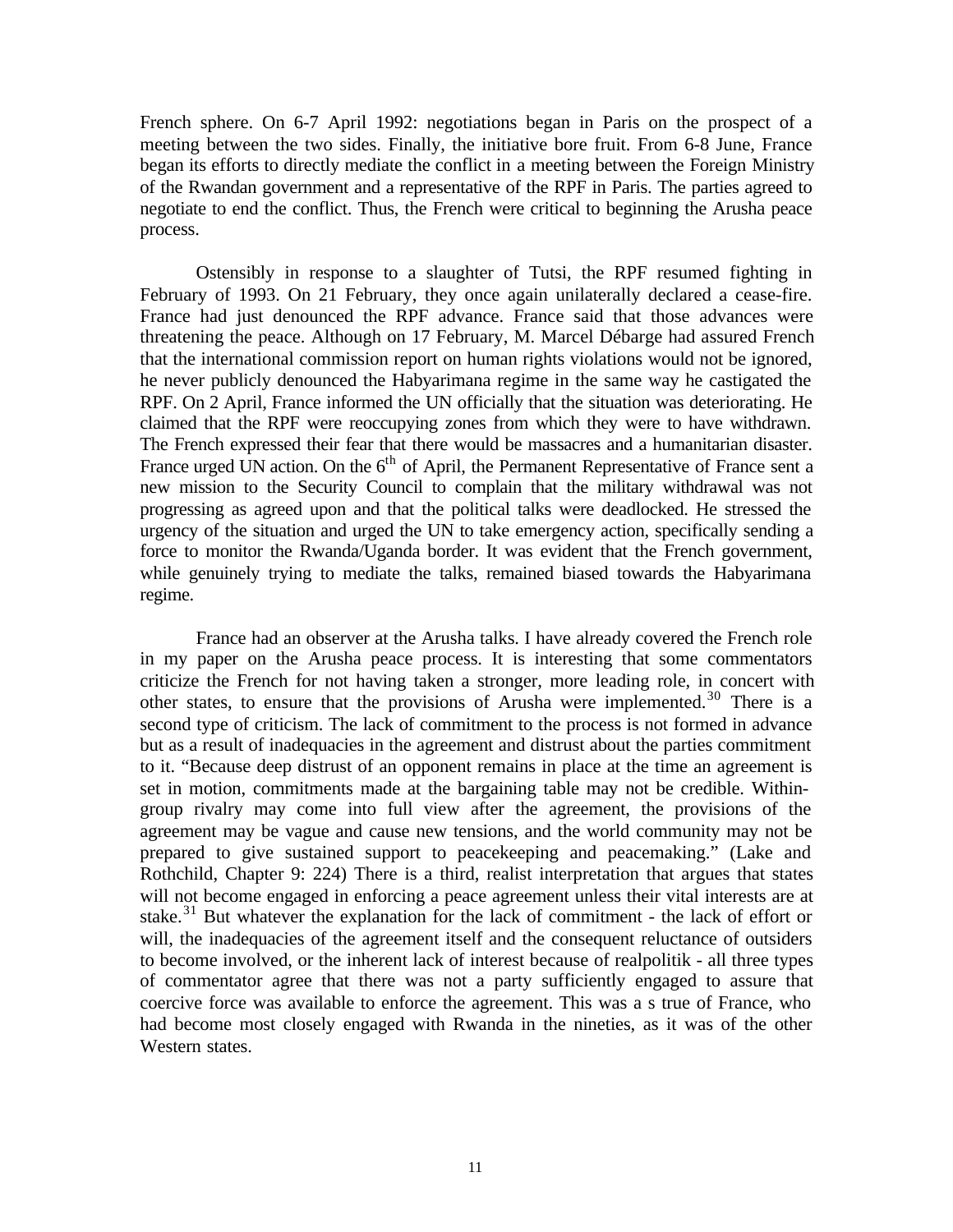French sphere. On 6-7 April 1992: negotiations began in Paris on the prospect of a meeting between the two sides. Finally, the initiative bore fruit. From 6-8 June, France began its efforts to directly mediate the conflict in a meeting between the Foreign Ministry of the Rwandan government and a representative of the RPF in Paris. The parties agreed to negotiate to end the conflict. Thus, the French were critical to beginning the Arusha peace process.

Ostensibly in response to a slaughter of Tutsi, the RPF resumed fighting in February of 1993. On 21 February, they once again unilaterally declared a cease-fire. France had just denounced the RPF advance. France said that those advances were threatening the peace. Although on 17 February, M. Marcel Débarge had assured French that the international commission report on human rights violations would not be ignored, he never publicly denounced the Habyarimana regime in the same way he castigated the RPF. On 2 April, France informed the UN officially that the situation was deteriorating. He claimed that the RPF were reoccupying zones from which they were to have withdrawn. The French expressed their fear that there would be massacres and a humanitarian disaster. France urged UN action. On the 6th of April, the Permanent Representative of France sent a new mission to the Security Council to complain that the military withdrawal was not progressing as agreed upon and that the political talks were deadlocked. He stressed the urgency of the situation and urged the UN to take emergency action, specifically sending a force to monitor the Rwanda/Uganda border. It was evident that the French government, while genuinely trying to mediate the talks, remained biased towards the Habyarimana regime.

France had an observer at the Arusha talks. I have already covered the French role in my paper on the Arusha peace process. It is interesting that some commentators criticize the French for not having taken a stronger, more leading role, in concert with other states, to ensure that the provisions of Arusha were implemented.[30] There is a second type of criticism. The lack of commitment to the process is not formed in advance but as a result of inadequacies in the agreement and distrust about the parties commitment to it. "Because deep distrust of an opponent remains in place at the time an agreement is set in motion, commitments made at the bargaining table may not be credible. Within-group rivalry may come into full view after the agreement, the provisions of the agreement may be vague and cause new tensions, and the world community may not be prepared to give sustained support to peacekeeping and peacemaking." (Lake and Rothchild, Chapter 9: 224) There is a third, realist interpretation that argues that states will not become engaged in enforcing a peace agreement unless their vital interests are at stake.[31] But whatever the explanation for the lack of commitment - the lack of effort or will, the inadequacies of the agreement itself and the consequent reluctance of outsiders to become involved, or the inherent lack of interest because of realpolitik - all three types of commentator agree that there was not a party sufficiently engaged to assure that coercive force was available to enforce the agreement. This was a s true of France, who had become most closely engaged with Rwanda in the nineties, as it was of the other Western states.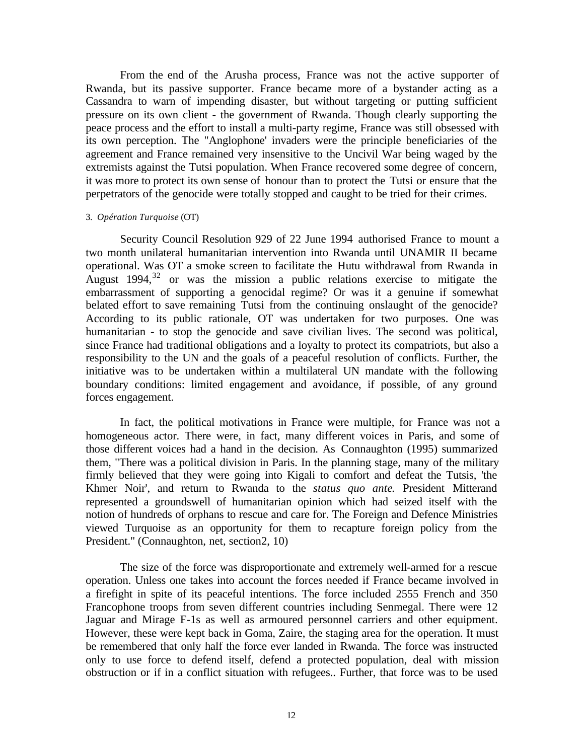From the end of the Arusha process, France was not the active supporter of Rwanda, but its passive supporter. France became more of a bystander acting as a Cassandra to warn of impending disaster, but without targeting or putting sufficient pressure on its own client - the government of Rwanda. Though clearly supporting the peace process and the effort to install a multi-party regime, France was still obsessed with its own perception. The "Anglophone' invaders were the principle beneficiaries of the agreement and France remained very insensitive to the Uncivil War being waged by the extremists against the Tutsi population. When France recovered some degree of concern, it was more to protect its own sense of honour than to protect the Tutsi or ensure that the perpetrators of the genocide were totally stopped and caught to be tried for their crimes.

### 3. *Opération Turquoise* (OT)

Security Council Resolution 929 of 22 June 1994 authorised France to mount a two month unilateral humanitarian intervention into Rwanda until UNAMIR II became operational. Was OT a smoke screen to facilitate the Hutu withdrawal from Rwanda in August 1994,[32] or was the mission a public relations exercise to mitigate the embarrassment of supporting a genocidal regime? Or was it a genuine if somewhat belated effort to save remaining Tutsi from the continuing onslaught of the genocide? According to its public rationale, OT was undertaken for two purposes. One was humanitarian - to stop the genocide and save civilian lives. The second was political, since France had traditional obligations and a loyalty to protect its compatriots, but also a responsibility to the UN and the goals of a peaceful resolution of conflicts. Further, the initiative was to be undertaken within a multilateral UN mandate with the following boundary conditions: limited engagement and avoidance, if possible, of any ground forces engagement.

In fact, the political motivations in France were multiple, for France was not a homogeneous actor. There were, in fact, many different voices in Paris, and some of those different voices had a hand in the decision. As Connaughton (1995) summarized them, "There was a political division in Paris. In the planning stage, many of the military firmly believed that they were going into Kigali to comfort and defeat the Tutsis, 'the Khmer Noir', and return to Rwanda to the *status quo ante.* President Mitterand represented a groundswell of humanitarian opinion which had seized itself with the notion of hundreds of orphans to rescue and care for. The Foreign and Defence Ministries viewed Turquoise as an opportunity for them to recapture foreign policy from the President." (Connaughton, net, section2, 10)

The size of the force was disproportionate and extremely well-armed for a rescue operation. Unless one takes into account the forces needed if France became involved in a firefight in spite of its peaceful intentions. The force included 2555 French and 350 Francophone troops from seven different countries including Senmegal. There were 12 Jaguar and Mirage F-1s as well as armoured personnel carriers and other equipment. However, these were kept back in Goma, Zaire, the staging area for the operation. It must be remembered that only half the force ever landed in Rwanda. The force was instructed only to use force to defend itself, defend a protected population, deal with mission obstruction or if in a conflict situation with refugees.. Further, that force was to be used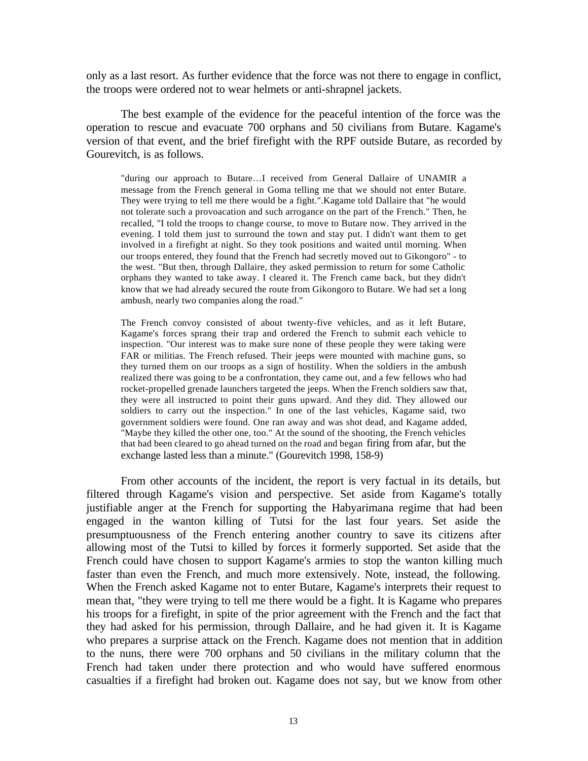only as a last resort. As further evidence that the force was not there to engage in conflict, the troops were ordered not to wear helmets or anti-shrapnel jackets.

The best example of the evidence for the peaceful intention of the force was the operation to rescue and evacuate 700 orphans and 50 civilians from Butare. Kagame's version of that event, and the brief firefight with the RPF outside Butare, as recorded by Gourevitch, is as follows.

> "during our approach to Butare…I received from General Dallaire of UNAMIR a message from the French general in Goma telling me that we should not enter Butare. They were trying to tell me there would be a fight.".Kagame told Dallaire that "he would not tolerate such a provoacation and such arrogance on the part of the French." Then, he recalled, "I told the troops to change course, to move to Butare now. They arrived in the evening. I told them just to surround the town and stay put. I didn't want them to get involved in a firefight at night. So they took positions and waited until morning. When our troops entered, they found that the French had secretly moved out to Gikongoro" - to the west. "But then, through Dallaire, they asked permission to return for some Catholic orphans they wanted to take away. I cleared it. The French came back, but they didn't know that we had already secured the route from Gikongoro to Butare. We had set a long ambush, nearly two companies along the road."
>
> The French convoy consisted of about twenty-five vehicles, and as it left Butare, Kagame's forces sprang their trap and ordered the French to submit each vehicle to inspection. "Our interest was to make sure none of these people they were taking were FAR or militias. The French refused. Their jeeps were mounted with machine guns, so they turned them on our troops as a sign of hostility. When the soldiers in the ambush realized there was going to be a confrontation, they came out, and a few fellows who had rocket-propelled grenade launchers targeted the jeeps. When the French soldiers saw that, they were all instructed to point their guns upward. And they did. They allowed our soldiers to carry out the inspection." In one of the last vehicles, Kagame said, two government soldiers were found. One ran away and was shot dead, and Kagame added, "Maybe they killed the other one, too." At the sound of the shooting, the French vehicles that had been cleared to go ahead turned on the road and began firing from afar, but the exchange lasted less than a minute." (Gourevitch 1998, 158-9)

From other accounts of the incident, the report is very factual in its details, but filtered through Kagame's vision and perspective. Set aside from Kagame's totally justifiable anger at the French for supporting the Habyarimana regime that had been engaged in the wanton killing of Tutsi for the last four years. Set aside the presumptuousness of the French entering another country to save its citizens after allowing most of the Tutsi to killed by forces it formerly supported. Set aside that the French could have chosen to support Kagame's armies to stop the wanton killing much faster than even the French, and much more extensively. Note, instead, the following. When the French asked Kagame not to enter Butare, Kagame's interprets their request to mean that, "they were trying to tell me there would be a fight. It is Kagame who prepares his troops for a firefight, in spite of the prior agreement with the French and the fact that they had asked for his permission, through Dallaire, and he had given it. It is Kagame who prepares a surprise attack on the French. Kagame does not mention that in addition to the nuns, there were 700 orphans and 50 civilians in the military column that the French had taken under there protection and who would have suffered enormous casualties if a firefight had broken out. Kagame does not say, but we know from other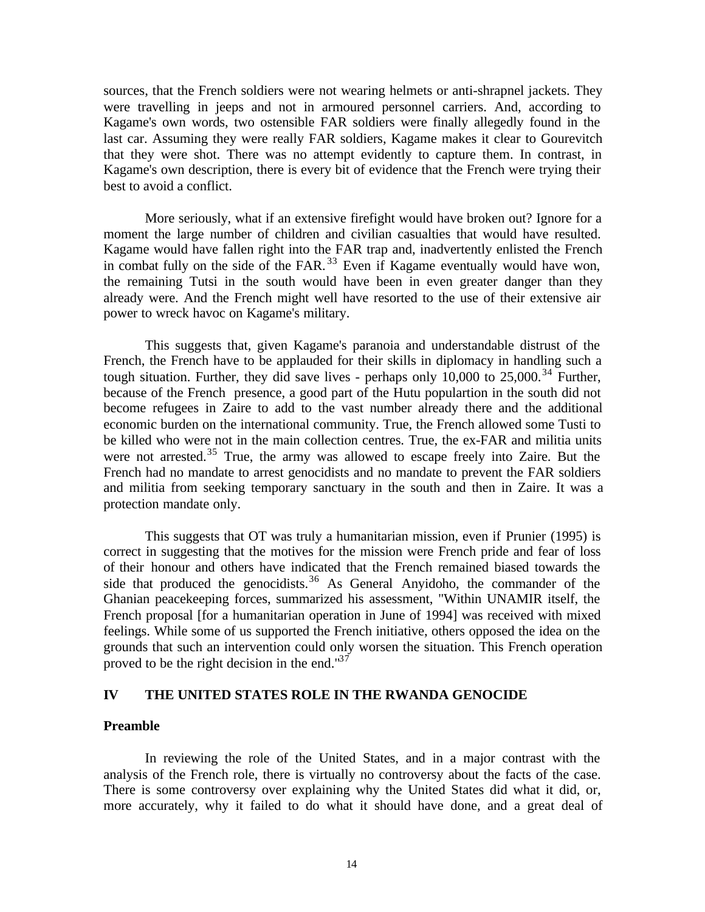sources, that the French soldiers were not wearing helmets or anti-shrapnel jackets. They were travelling in jeeps and not in armoured personnel carriers. And, according to Kagame's own words, two ostensible FAR soldiers were finally allegedly found in the last car. Assuming they were really FAR soldiers, Kagame makes it clear to Gourevitch that they were shot. There was no attempt evidently to capture them. In contrast, in Kagame's own description, there is every bit of evidence that the French were trying their best to avoid a conflict.

More seriously, what if an extensive firefight would have broken out? Ignore for a moment the large number of children and civilian casualties that would have resulted. Kagame would have fallen right into the FAR trap and, inadvertently enlisted the French in combat fully on the side of the FAR.[33] Even if Kagame eventually would have won, the remaining Tutsi in the south would have been in even greater danger than they already were. And the French might well have resorted to the use of their extensive air power to wreck havoc on Kagame's military.

This suggests that, given Kagame's paranoia and understandable distrust of the French, the French have to be applauded for their skills in diplomacy in handling such a tough situation. Further, they did save lives - perhaps only 10,000 to 25,000.[34] Further, because of the French presence, a good part of the Hutu popular­tion in the south did not become refugees in Zaire to add to the vast number already there and the additional economic burden on the international community. True, the French allowed some Tusti to be killed who were not in the main collection centres. True, the ex-FAR and militia units were not arrested.[35] True, the army was allowed to escape freely into Zaire. But the French had no mandate to arrest genocidists and no mandate to prevent the FAR soldiers and militia from seeking temporary sanctuary in the south and then in Zaire. It was a protection mandate only.

This suggests that OT was truly a humanitarian mission, even if Prunier (1995) is correct in suggesting that the motives for the mission were French pride and fear of loss of their honour and others have indicated that the French remained biased towards the side that produced the genocidists.[36] As General Anyidoho, the commander of the Ghanian peacekeeping forces, summarized his assessment, "Within UNAMIR itself, the French proposal [for a humanitarian operation in June of 1994] was received with mixed feelings. While some of us supported the French initiative, others opposed the idea on the grounds that such an intervention could only worsen the situation. This French operation proved to be the right decision in the end."[37]

## IV THE UNITED STATES ROLE IN THE RWANDA GENOCIDE

### Preamble

In reviewing the role of the United States, and in a major contrast with the analysis of the French role, there is virtually no controversy about the facts of the case. There is some controversy over explaining why the United States did what it did, or, more accurately, why it failed to do what it should have done, and a great deal of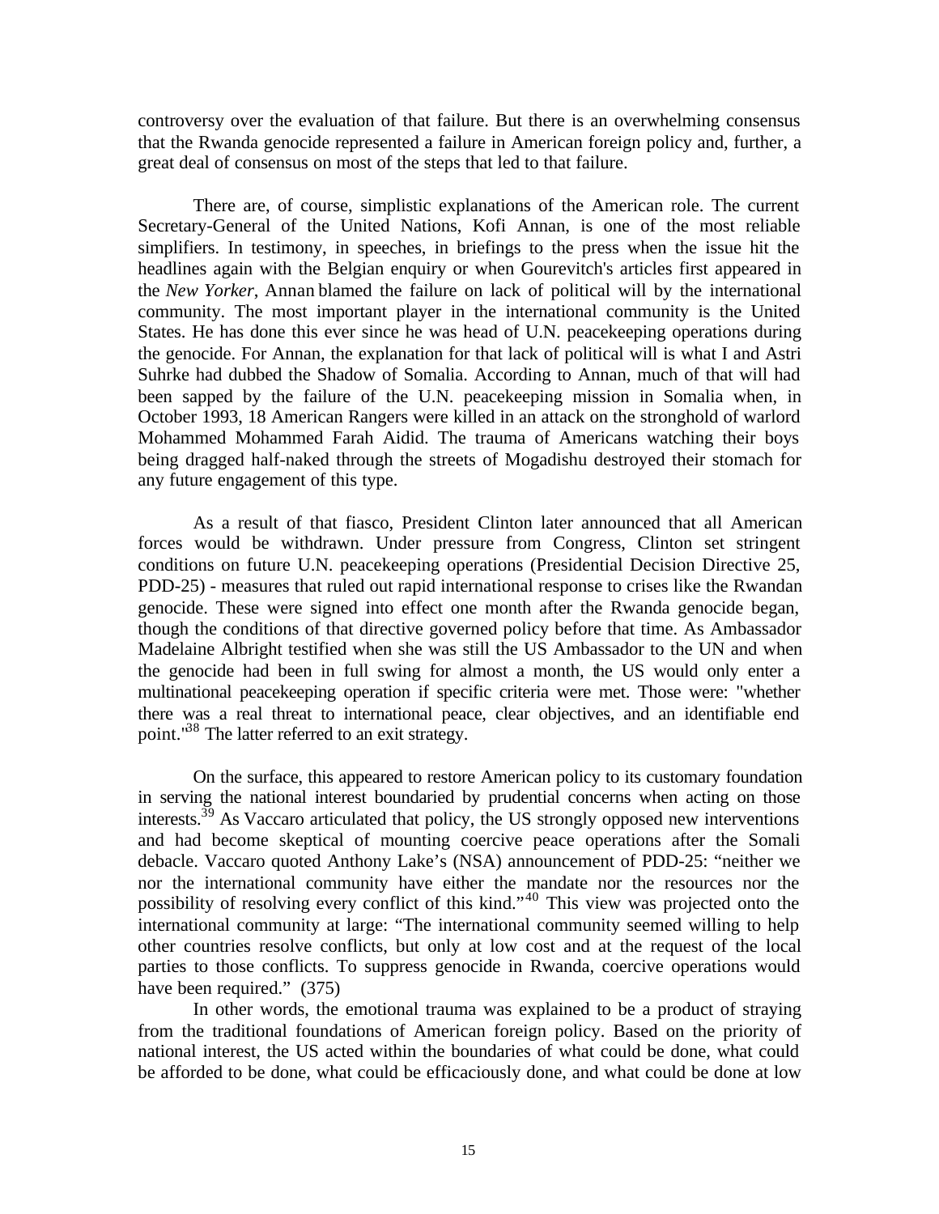controversy over the evaluation of that failure. But there is an overwhelming consensus that the Rwanda genocide represented a failure in American foreign policy and, further, a great deal of consensus on most of the steps that led to that failure.

There are, of course, simplistic explanations of the American role. The current Secretary-General of the United Nations, Kofi Annan, is one of the most reliable simplifiers. In testimony, in speeches, in briefings to the press when the issue hit the headlines again with the Belgian enquiry or when Gourevitch's articles first appeared in the *New Yorker*, Annan blamed the failure on lack of political will by the international community. The most important player in the international community is the United States. He has done this ever since he was head of U.N. peacekeeping operations during the genocide. For Annan, the explanation for that lack of political will is what I and Astri Suhrke had dubbed the Shadow of Somalia. According to Annan, much of that will had been sapped by the failure of the U.N. peacekeeping mission in Somalia when, in October 1993, 18 American Rangers were killed in an attack on the stronghold of warlord Mohammed Mohammed Farah Aidid. The trauma of Americans watching their boys being dragged half-naked through the streets of Mogadishu destroyed their stomach for any future engagement of this type.

As a result of that fiasco, President Clinton later announced that all American forces would be withdrawn. Under pressure from Congress, Clinton set stringent conditions on future U.N. peacekeeping operations (Presidential Decision Directive 25, PDD-25) - measures that ruled out rapid international response to crises like the Rwandan genocide. These were signed into effect one month after the Rwanda genocide began, though the conditions of that directive governed policy before that time. As Ambassador Madelaine Albright testified when she was still the US Ambassador to the UN and when the genocide had been in full swing for almost a month, the US would only enter a multinational peacekeeping operation if specific criteria were met. Those were: "whether there was a real threat to international peace, clear objectives, and an identifiable end point."[38] The latter referred to an exit strategy.

On the surface, this appeared to restore American policy to its customary foundation in serving the national interest boundaried by prudential concerns when acting on those interests.[39] As Vaccaro articulated that policy, the US strongly opposed new interventions and had become skeptical of mounting coercive peace operations after the Somali debacle. Vaccaro quoted Anthony Lake's (NSA) announcement of PDD-25: "neither we nor the international community have either the mandate nor the resources nor the possibility of resolving every conflict of this kind."[40] This view was projected onto the international community at large: "The international community seemed willing to help other countries resolve conflicts, but only at low cost and at the request of the local parties to those conflicts. To suppress genocide in Rwanda, coercive operations would have been required." (375)

In other words, the emotional trauma was explained to be a product of straying from the traditional foundations of American foreign policy. Based on the priority of national interest, the US acted within the boundaries of what could be done, what could be afforded to be done, what could be efficaciously done, and what could be done at low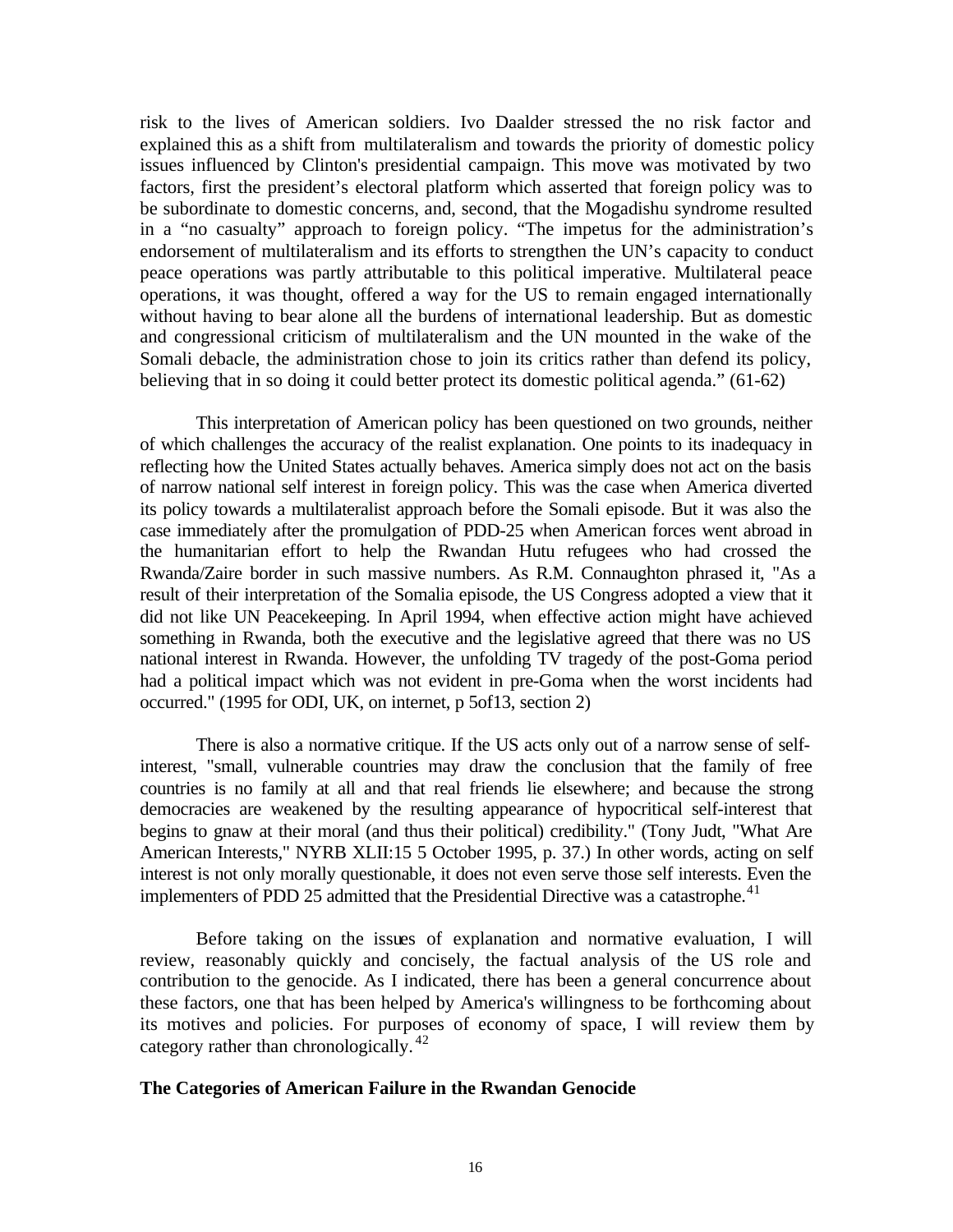risk to the lives of American soldiers. Ivo Daalder stressed the no risk factor and explained this as a shift from multilateralism and towards the priority of domestic policy issues influenced by Clinton's presidential campaign. This move was motivated by two factors, first the president's electoral platform which asserted that foreign policy was to be subordinate to domestic concerns, and, second, that the Mogadishu syndrome resulted in a "no casualty" approach to foreign policy. "The impetus for the administration's endorsement of multilateralism and its efforts to strengthen the UN's capacity to conduct peace operations was partly attributable to this political imperative. Multilateral peace operations, it was thought, offered a way for the US to remain engaged internationally without having to bear alone all the burdens of international leadership. But as domestic and congressional criticism of multilateralism and the UN mounted in the wake of the Somali debacle, the administration chose to join its critics rather than defend its policy, believing that in so doing it could better protect its domestic political agenda." (61-62)

This interpretation of American policy has been questioned on two grounds, neither of which challenges the accuracy of the realist explanation. One points to its inadequacy in reflecting how the United States actually behaves. America simply does not act on the basis of narrow national self interest in foreign policy. This was the case when America diverted its policy towards a multilateralist approach before the Somali episode. But it was also the case immediately after the promulgation of PDD-25 when American forces went abroad in the humanitarian effort to help the Rwandan Hutu refugees who had crossed the Rwanda/Zaire border in such massive numbers. As R.M. Connaughton phrased it, "As a result of their interpretation of the Somalia episode, the US Congress adopted a view that it did not like UN Peacekeeping. In April 1994, when effective action might have achieved something in Rwanda, both the executive and the legislative agreed that there was no US national interest in Rwanda. However, the unfolding TV tragedy of the post-Goma period had a political impact which was not evident in pre-Goma when the worst incidents had occurred." (1995 for ODI, UK, on internet, p 5of13, section 2)

There is also a normative critique. If the US acts only out of a narrow sense of self-interest, "small, vulnerable countries may draw the conclusion that the family of free countries is no family at all and that real friends lie elsewhere; and because the strong democracies are weakened by the resulting appearance of hypocritical self-interest that begins to gnaw at their moral (and thus their political) credibility." (Tony Judt, "What Are American Interests," NYRB XLII:15 5 October 1995, p. 37.) In other words, acting on self interest is not only morally questionable, it does not even serve those self interests. Even the implementers of PDD 25 admitted that the Presidential Directive was a catastrophe.[41]

Before taking on the issues of explanation and normative evaluation, I will review, reasonably quickly and concisely, the factual analysis of the US role and contribution to the genocide. As I indicated, there has been a general concurrence about these factors, one that has been helped by America's willingness to be forthcoming about its motives and policies. For purposes of economy of space, I will review them by category rather than chronologically.[42]

**The Categories of American Failure in the Rwandan Genocide**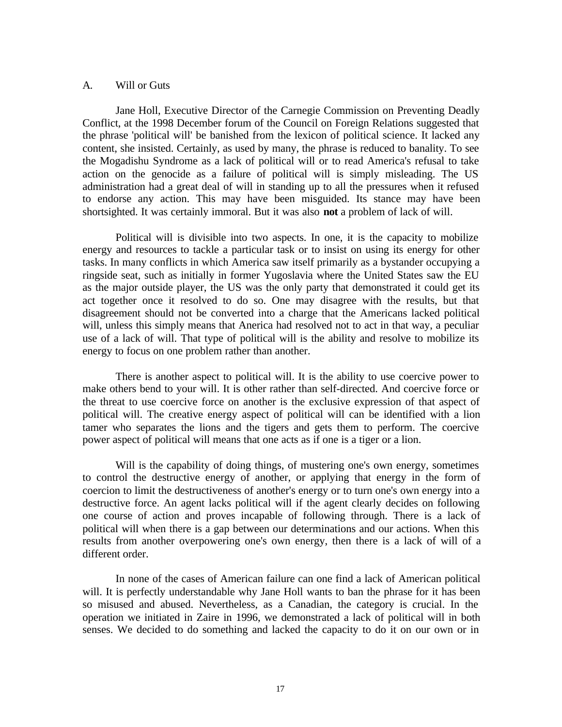## A. Will or Guts

Jane Holl, Executive Director of the Carnegie Commission on Preventing Deadly Conflict, at the 1998 December forum of the Council on Foreign Relations suggested that the phrase 'political will' be banished from the lexicon of political science. It lacked any content, she insisted. Certainly, as used by many, the phrase is reduced to banality. To see the Mogadishu Syndrome as a lack of political will or to read America's refusal to take action on the genocide as a failure of political will is simply misleading. The US administration had a great deal of will in standing up to all the pressures when it refused to endorse any action. This may have been misguided. Its stance may have been shortsighted. It was certainly immoral. But it was also **not** a problem of lack of will.

Political will is divisible into two aspects. In one, it is the capacity to mobilize energy and resources to tackle a particular task or to insist on using its energy for other tasks. In many conflicts in which America saw itself primarily as a bystander occupying a ringside seat, such as initially in former Yugoslavia where the United States saw the EU as the major outside player, the US was the only party that demonstrated it could get its act together once it resolved to do so. One may disagree with the results, but that disagreement should not be converted into a charge that the Americans lacked political will, unless this simply means that Anerica had resolved not to act in that way, a peculiar use of a lack of will. That type of political will is the ability and resolve to mobilize its energy to focus on one problem rather than another.

There is another aspect to political will. It is the ability to use coercive power to make others bend to your will. It is other rather than self-directed. And coercive force or the threat to use coercive force on another is the exclusive expression of that aspect of political will. The creative energy aspect of political will can be identified with a lion tamer who separates the lions and the tigers and gets them to perform. The coercive power aspect of political will means that one acts as if one is a tiger or a lion.

Will is the capability of doing things, of mustering one's own energy, sometimes to control the destructive energy of another, or applying that energy in the form of coercion to limit the destructiveness of another's energy or to turn one's own energy into a destructive force. An agent lacks political will if the agent clearly decides on following one course of action and proves incapable of following through. There is a lack of political will when there is a gap between our determinations and our actions. When this results from another overpowering one's own energy, then there is a lack of will of a different order.

In none of the cases of American failure can one find a lack of American political will. It is perfectly understandable why Jane Holl wants to ban the phrase for it has been so misused and abused. Nevertheless, as a Canadian, the category is crucial. In the operation we initiated in Zaire in 1996, we demonstrated a lack of political will in both senses. We decided to do something and lacked the capacity to do it on our own or in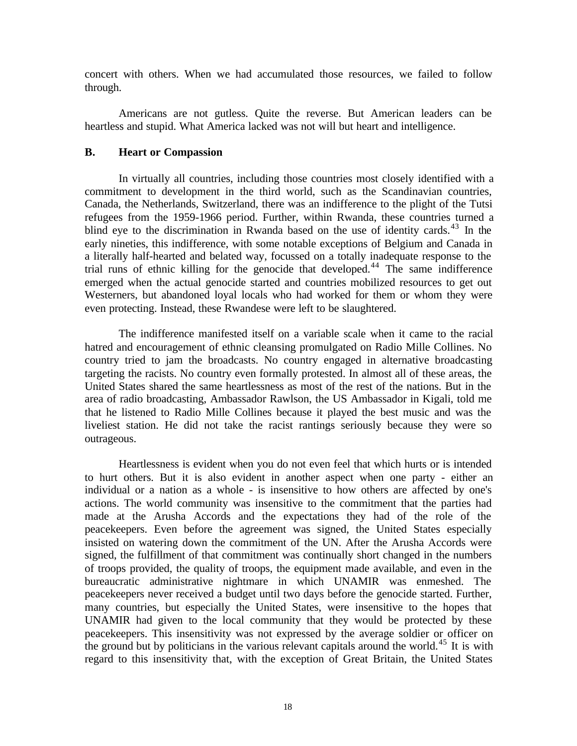concert with others. When we had accumulated those resources, we failed to follow through.

Americans are not gutless. Quite the reverse. But American leaders can be heartless and stupid. What America lacked was not will but heart and intelligence.

### B. Heart or Compassion

In virtually all countries, including those countries most closely identified with a commitment to development in the third world, such as the Scandinavian countries, Canada, the Netherlands, Switzerland, there was an indifference to the plight of the Tutsi refugees from the 1959-1966 period. Further, within Rwanda, these countries turned a blind eye to the discrimination in Rwanda based on the use of identity cards.[43] In the early nineties, this indifference, with some notable exceptions of Belgium and Canada in a literally half-hearted and belated way, focussed on a totally inadequate response to the trial runs of ethnic killing for the genocide that developed.[44] The same indifference emerged when the actual genocide started and countries mobilized resources to get out Westerners, but abandoned loyal locals who had worked for them or whom they were even protecting. Instead, these Rwandese were left to be slaughtered.

The indifference manifested itself on a variable scale when it came to the racial hatred and encouragement of ethnic cleansing promulgated on Radio Mille Collines. No country tried to jam the broadcasts. No country engaged in alternative broadcasting targeting the racists. No country even formally protested. In almost all of these areas, the United States shared the same heartlessness as most of the rest of the nations. But in the area of radio broadcasting, Ambassador Rawlson, the US Ambassador in Kigali, told me that he listened to Radio Mille Collines because it played the best music and was the liveliest station. He did not take the racist rantings seriously because they were so outrageous.

Heartlessness is evident when you do not even feel that which hurts or is intended to hurt others. But it is also evident in another aspect when one party - either an individual or a nation as a whole - is insensitive to how others are affected by one's actions. The world community was insensitive to the commitment that the parties had made at the Arusha Accords and the expectations they had of the role of the peacekeepers. Even before the agreement was signed, the United States especially insisted on watering down the commitment of the UN. After the Arusha Accords were signed, the fulfillment of that commitment was continually short changed in the numbers of troops provided, the quality of troops, the equipment made available, and even in the bureaucratic administrative nightmare in which UNAMIR was enmeshed. The peacekeepers never received a budget until two days before the genocide started. Further, many countries, but especially the United States, were insensitive to the hopes that UNAMIR had given to the local community that they would be protected by these peacekeepers. This insensitivity was not expressed by the average soldier or officer on the ground but by politicians in the various relevant capitals around the world.[45] It is with regard to this insensitivity that, with the exception of Great Britain, the United States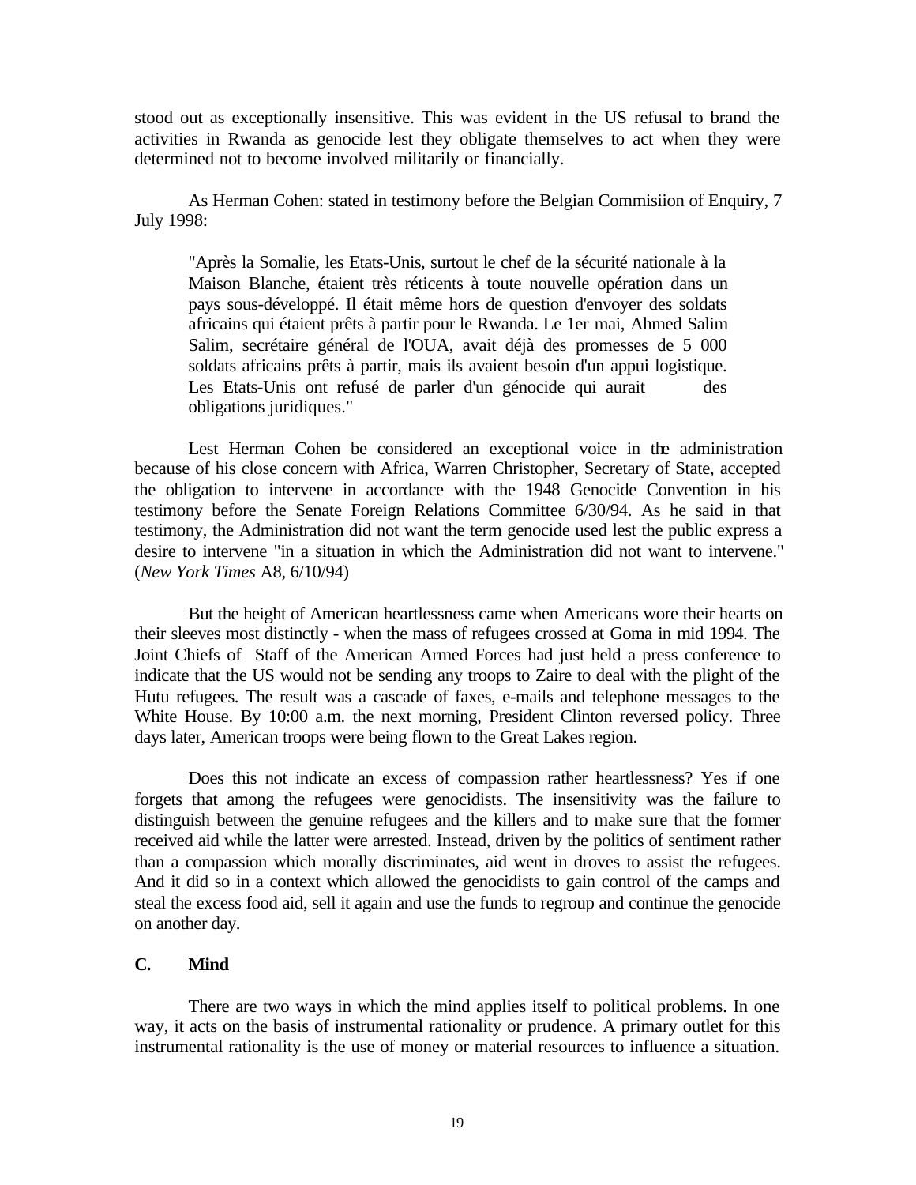stood out as exceptionally insensitive. This was evident in the US refusal to brand the activities in Rwanda as genocide lest they obligate themselves to act when they were determined not to become involved militarily or financially.

As Herman Cohen: stated in testimony before the Belgian Commisiion of Enquiry, 7 July 1998:

> "Après la Somalie, les Etats-Unis, surtout le chef de la sécurité nationale à la Maison Blanche, étaient très réticents à toute nouvelle opération dans un pays sous-développé. Il était même hors de question d'envoyer des soldats africains qui étaient prêts à partir pour le Rwanda. Le 1er mai, Ahmed Salim Salim, secrétaire général de l'OUA, avait déjà des promesses de 5 000 soldats africains prêts à partir, mais ils avaient besoin d'un appui logistique. Les Etats-Unis ont refusé de parler d'un génocide qui aurait des obligations juridiques."

Lest Herman Cohen be considered an exceptional voice in the administration because of his close concern with Africa, Warren Christopher, Secretary of State, accepted the obligation to intervene in accordance with the 1948 Genocide Convention in his testimony before the Senate Foreign Relations Committee 6/30/94. As he said in that testimony, the Administration did not want the term genocide used lest the public express a desire to intervene "in a situation in which the Administration did not want to intervene." (*New York Times* A8, 6/10/94)

But the height of American heartlessness came when Americans wore their hearts on their sleeves most distinctly - when the mass of refugees crossed at Goma in mid 1994. The Joint Chiefs of Staff of the American Armed Forces had just held a press conference to indicate that the US would not be sending any troops to Zaire to deal with the plight of the Hutu refugees. The result was a cascade of faxes, e-mails and telephone messages to the White House. By 10:00 a.m. the next morning, President Clinton reversed policy. Three days later, American troops were being flown to the Great Lakes region.

Does this not indicate an excess of compassion rather heartlessness? Yes if one forgets that among the refugees were genocidists. The insensitivity was the failure to distinguish between the genuine refugees and the killers and to make sure that the former received aid while the latter were arrested. Instead, driven by the politics of sentiment rather than a compassion which morally discriminates, aid went in droves to assist the refugees. And it did so in a context which allowed the genocidists to gain control of the camps and steal the excess food aid, sell it again and use the funds to regroup and continue the genocide on another day.

### C. Mind

There are two ways in which the mind applies itself to political problems. In one way, it acts on the basis of instrumental rationality or prudence. A primary outlet for this instrumental rationality is the use of money or material resources to influence a situation.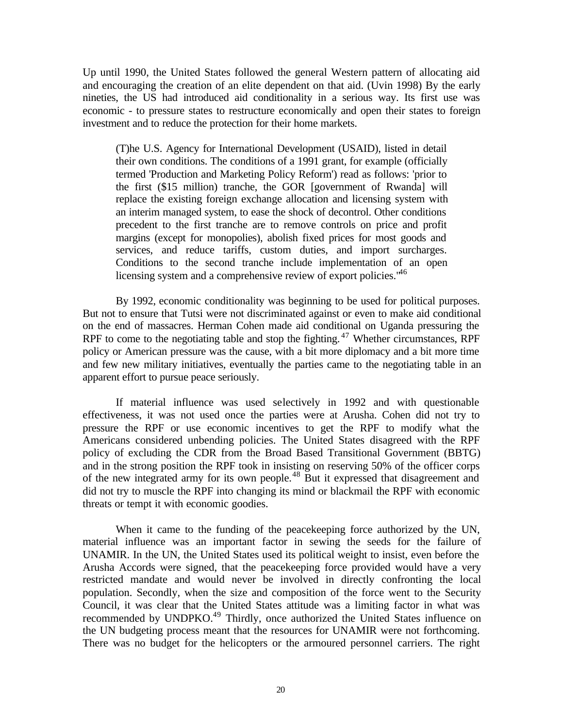Up until 1990, the United States followed the general Western pattern of allocating aid and encouraging the creation of an elite dependent on that aid. (Uvin 1998) By the early nineties, the US had introduced aid conditionality in a serious way. Its first use was economic - to pressure states to restructure economically and open their states to foreign investment and to reduce the protection for their home markets.

> (T)he U.S. Agency for International Development (USAID), listed in detail their own conditions. The conditions of a 1991 grant, for example (officially termed 'Production and Marketing Policy Reform') read as follows: 'prior to the first ($15 million) tranche, the GOR [government of Rwanda] will replace the existing foreign exchange allocation and licensing system with an interim managed system, to ease the shock of decontrol. Other conditions precedent to the first tranche are to remove controls on price and profit margins (except for monopolies), abolish fixed prices for most goods and services, and reduce tariffs, custom duties, and import surcharges. Conditions to the second tranche include implementation of an open licensing system and a comprehensive review of export policies.'[46]

By 1992, economic conditionality was beginning to be used for political purposes. But not to ensure that Tutsi were not discriminated against or even to make aid conditional on the end of massacres. Herman Cohen made aid conditional on Uganda pressuring the RPF to come to the negotiating table and stop the fighting.[47] Whether circumstances, RPF policy or American pressure was the cause, with a bit more diplomacy and a bit more time and few new military initiatives, eventually the parties came to the negotiating table in an apparent effort to pursue peace seriously.

If material influence was used selectively in 1992 and with questionable effectiveness, it was not used once the parties were at Arusha. Cohen did not try to pressure the RPF or use economic incentives to get the RPF to modify what the Americans considered unbending policies. The United States disagreed with the RPF policy of excluding the CDR from the Broad Based Transitional Government (BBTG) and in the strong position the RPF took in insisting on reserving 50% of the officer corps of the new integrated army for its own people.[48] But it expressed that disagreement and did not try to muscle the RPF into changing its mind or blackmail the RPF with economic threats or tempt it with economic goodies.

When it came to the funding of the peacekeeping force authorized by the UN, material influence was an important factor in sewing the seeds for the failure of UNAMIR. In the UN, the United States used its political weight to insist, even before the Arusha Accords were signed, that the peacekeeping force provided would have a very restricted mandate and would never be involved in directly confronting the local population. Secondly, when the size and composition of the force went to the Security Council, it was clear that the United States attitude was a limiting factor in what was recommended by UNDPKO.[49] Thirdly, once authorized the United States influence on the UN budgeting process meant that the resources for UNAMIR were not forthcoming. There was no budget for the helicopters or the armoured personnel carriers. The right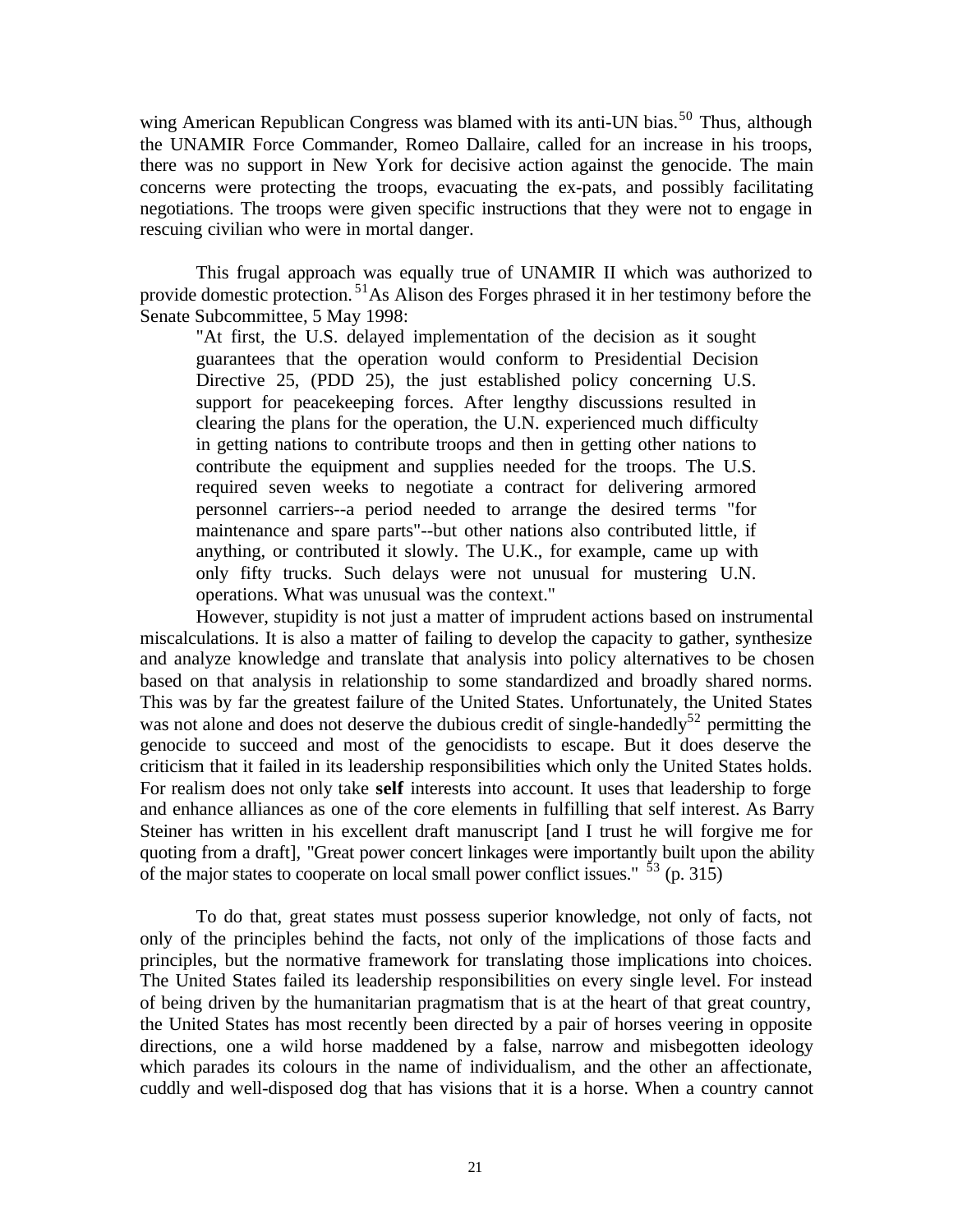wing American Republican Congress was blamed with its anti-UN bias.[50] Thus, although the UNAMIR Force Commander, Romeo Dallaire, called for an increase in his troops, there was no support in New York for decisive action against the genocide. The main concerns were protecting the troops, evacuating the ex-pats, and possibly facilitating negotiations. The troops were given specific instructions that they were not to engage in rescuing civilian who were in mortal danger.

This frugal approach was equally true of UNAMIR II which was authorized to provide domestic protection.[51]As Alison des Forges phrased it in her testimony before the Senate Subcommittee, 5 May 1998:

> "At first, the U.S. delayed implementation of the decision as it sought guarantees that the operation would conform to Presidential Decision Directive 25, (PDD 25), the just established policy concerning U.S. support for peacekeeping forces. After lengthy discussions resulted in clearing the plans for the operation, the U.N. experienced much difficulty in getting nations to contribute troops and then in getting other nations to contribute the equipment and supplies needed for the troops. The U.S. required seven weeks to negotiate a contract for delivering armored personnel carriers--a period needed to arrange the desired terms "for maintenance and spare parts"--but other nations also contributed little, if anything, or contributed it slowly. The U.K., for example, came up with only fifty trucks. Such delays were not unusual for mustering U.N. operations. What was unusual was the context."

However, stupidity is not just a matter of imprudent actions based on instrumental miscalculations. It is also a matter of failing to develop the capacity to gather, synthesize and analyze knowledge and translate that analysis into policy alternatives to be chosen based on that analysis in relationship to some standardized and broadly shared norms. This was by far the greatest failure of the United States. Unfortunately, the United States was not alone and does not deserve the dubious credit of single-handedly[52] permitting the genocide to succeed and most of the genocidists to escape. But it does deserve the criticism that it failed in its leadership responsibilities which only the United States holds. For realism does not only take **self** interests into account. It uses that leadership to forge and enhance alliances as one of the core elements in fulfilling that self interest. As Barry Steiner has written in his excellent draft manuscript [and I trust he will forgive me for quoting from a draft], "Great power concert linkages were importantly built upon the ability of the major states to cooperate on local small power conflict issues." [53] (p. 315)

To do that, great states must possess superior knowledge, not only of facts, not only of the principles behind the facts, not only of the implications of those facts and principles, but the normative framework for translating those implications into choices. The United States failed its leadership responsibilities on every single level. For instead of being driven by the humanitarian pragmatism that is at the heart of that great country, the United States has most recently been directed by a pair of horses veering in opposite directions, one a wild horse maddened by a false, narrow and misbegotten ideology which parades its colours in the name of individualism, and the other an affectionate, cuddly and well-disposed dog that has visions that it is a horse. When a country cannot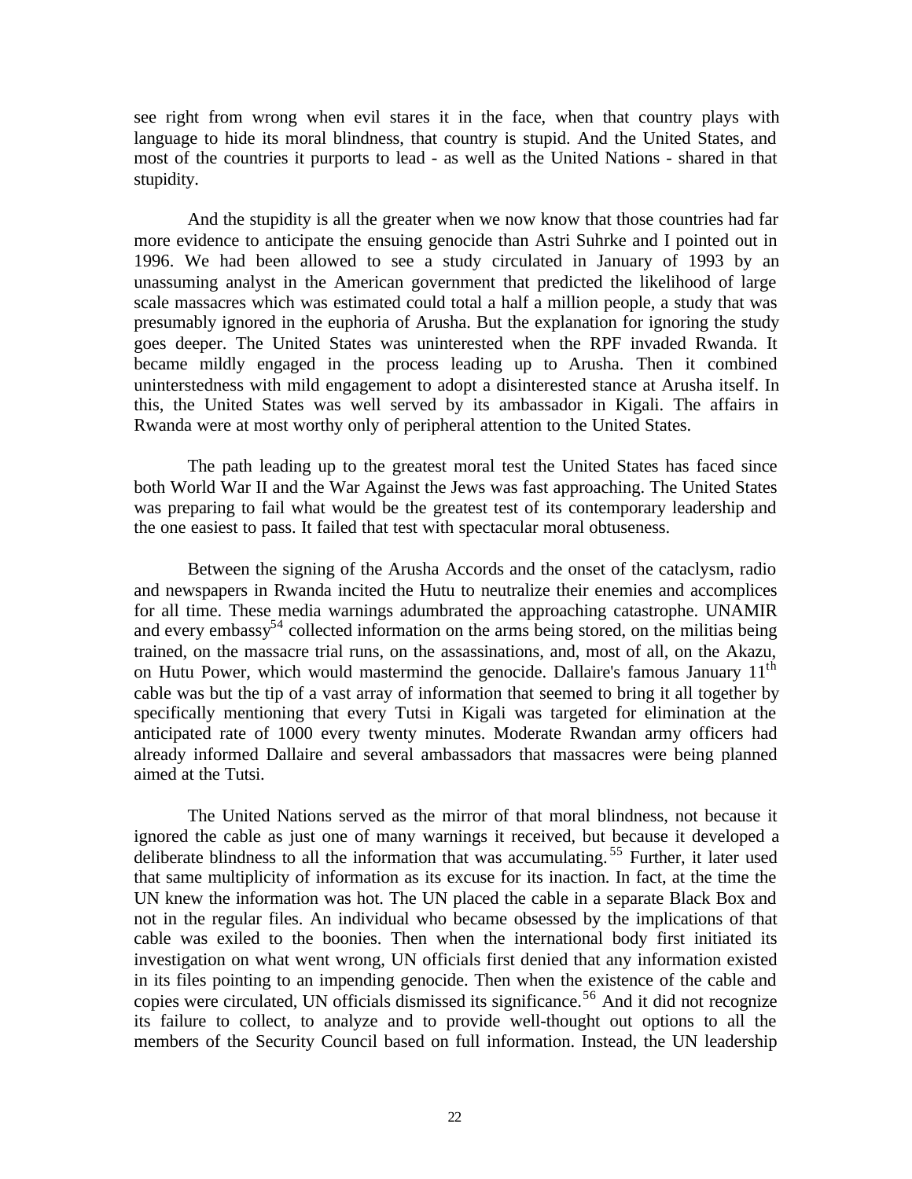see right from wrong when evil stares it in the face, when that country plays with language to hide its moral blindness, that country is stupid. And the United States, and most of the countries it purports to lead - as well as the United Nations - shared in that stupidity.

And the stupidity is all the greater when we now know that those countries had far more evidence to anticipate the ensuing genocide than Astri Suhrke and I pointed out in 1996. We had been allowed to see a study circulated in January of 1993 by an unassuming analyst in the American government that predicted the likelihood of large scale massacres which was estimated could total a half a million people, a study that was presumably ignored in the euphoria of Arusha. But the explanation for ignoring the study goes deeper. The United States was uninterested when the RPF invaded Rwanda. It became mildly engaged in the process leading up to Arusha. Then it combined uninterstedness with mild engagement to adopt a disinterested stance at Arusha itself. In this, the United States was well served by its ambassador in Kigali. The affairs in Rwanda were at most worthy only of peripheral attention to the United States.

The path leading up to the greatest moral test the United States has faced since both World War II and the War Against the Jews was fast approaching. The United States was preparing to fail what would be the greatest test of its contemporary leadership and the one easiest to pass. It failed that test with spectacular moral obtuseness.

Between the signing of the Arusha Accords and the onset of the cataclysm, radio and newspapers in Rwanda incited the Hutu to neutralize their enemies and accomplices for all time. These media warnings adumbrated the approaching catastrophe. UNAMIR and every embassy[54] collected information on the arms being stored, on the militias being trained, on the massacre trial runs, on the assassinations, and, most of all, on the Akazu, on Hutu Power, which would mastermind the genocide. Dallaire's famous January 11th cable was but the tip of a vast array of information that seemed to bring it all together by specifically mentioning that every Tutsi in Kigali was targeted for elimination at the anticipated rate of 1000 every twenty minutes. Moderate Rwandan army officers had already informed Dallaire and several ambassadors that massacres were being planned aimed at the Tutsi.

The United Nations served as the mirror of that moral blindness, not because it ignored the cable as just one of many warnings it received, but because it developed a deliberate blindness to all the information that was accumulating.[55] Further, it later used that same multiplicity of information as its excuse for its inaction. In fact, at the time the UN knew the information was hot. The UN placed the cable in a separate Black Box and not in the regular files. An individual who became obsessed by the implications of that cable was exiled to the boonies. Then when the international body first initiated its investigation on what went wrong, UN officials first denied that any information existed in its files pointing to an impending genocide. Then when the existence of the cable and copies were circulated, UN officials dismissed its significance.[56] And it did not recognize its failure to collect, to analyze and to provide well-thought out options to all the members of the Security Council based on full information. Instead, the UN leadership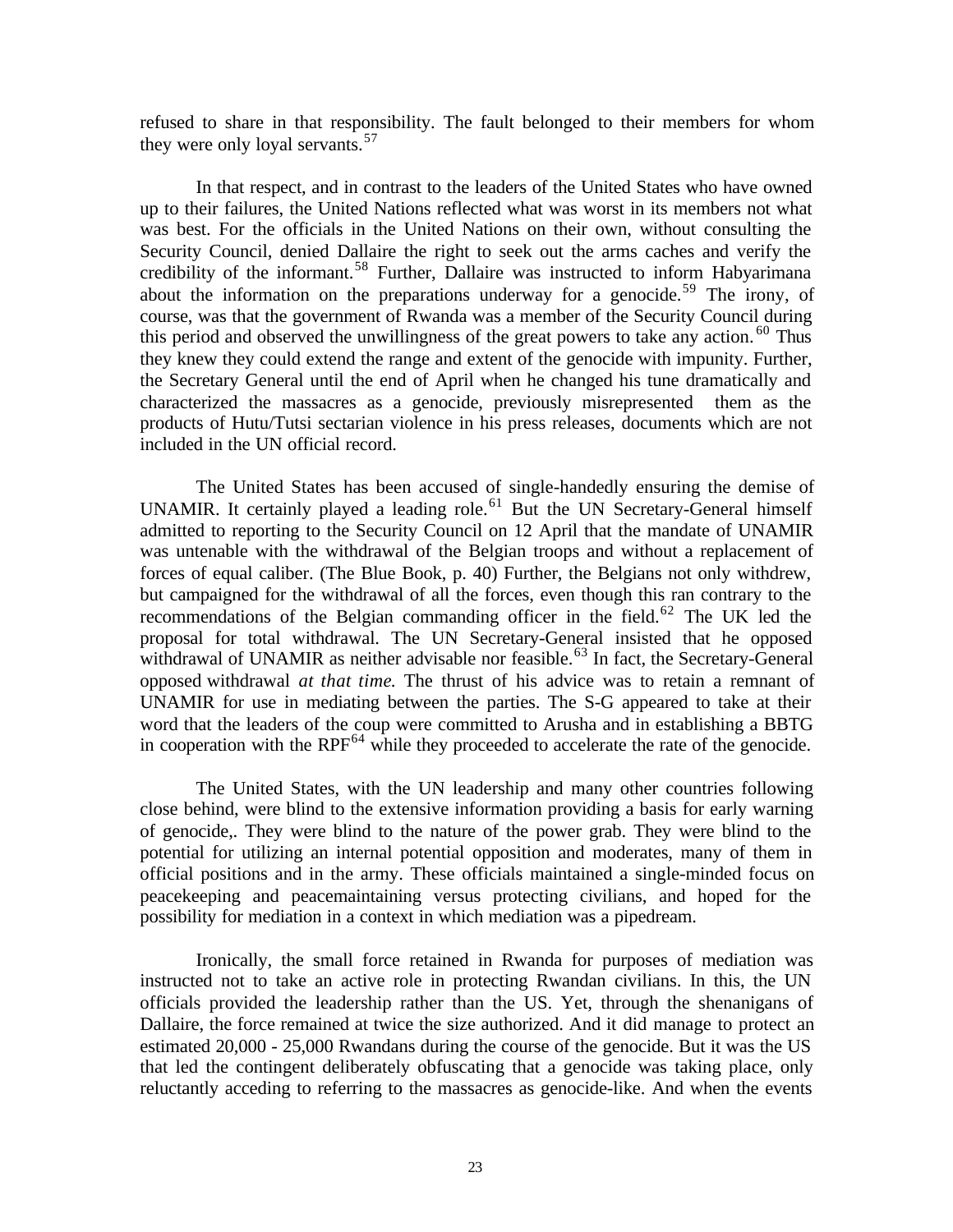refused to share in that responsibility. The fault belonged to their members for whom they were only loyal servants.[57]

In that respect, and in contrast to the leaders of the United States who have owned up to their failures, the United Nations reflected what was worst in its members not what was best. For the officials in the United Nations on their own, without consulting the Security Council, denied Dallaire the right to seek out the arms caches and verify the credibility of the informant.[58] Further, Dallaire was instructed to inform Habyarimana about the information on the preparations underway for a genocide.[59] The irony, of course, was that the government of Rwanda was a member of the Security Council during this period and observed the unwillingness of the great powers to take any action.[60] Thus they knew they could extend the range and extent of the genocide with impunity. Further, the Secretary General until the end of April when he changed his tune dramatically and characterized the massacres as a genocide, previously misrepresented them as the products of Hutu/Tutsi sectarian violence in his press releases, documents which are not included in the UN official record.

The United States has been accused of single-handedly ensuring the demise of UNAMIR. It certainly played a leading role.[61] But the UN Secretary-General himself admitted to reporting to the Security Council on 12 April that the mandate of UNAMIR was untenable with the withdrawal of the Belgian troops and without a replacement of forces of equal caliber. (The Blue Book, p. 40) Further, the Belgians not only withdrew, but campaigned for the withdrawal of all the forces, even though this ran contrary to the recommendations of the Belgian commanding officer in the field.[62] The UK led the proposal for total withdrawal. The UN Secretary-General insisted that he opposed withdrawal of UNAMIR as neither advisable nor feasible.[63] In fact, the Secretary-General opposed withdrawal *at that time.* The thrust of his advice was to retain a remnant of UNAMIR for use in mediating between the parties. The S-G appeared to take at their word that the leaders of the coup were committed to Arusha and in establishing a BBTG in cooperation with the RPF[64] while they proceeded to accelerate the rate of the genocide.

The United States, with the UN leadership and many other countries following close behind, were blind to the extensive information providing a basis for early warning of genocide,. They were blind to the nature of the power grab. They were blind to the potential for utilizing an internal potential opposition and moderates, many of them in official positions and in the army. These officials maintained a single-minded focus on peacekeeping and peacemaintaining versus protecting civilians, and hoped for the possibility for mediation in a context in which mediation was a pipedream.

Ironically, the small force retained in Rwanda for purposes of mediation was instructed not to take an active role in protecting Rwandan civilians. In this, the UN officials provided the leadership rather than the US. Yet, through the shenanigans of Dallaire, the force remained at twice the size authorized. And it did manage to protect an estimated 20,000 - 25,000 Rwandans during the course of the genocide. But it was the US that led the contingent deliberately obfuscating that a genocide was taking place, only reluctantly acceding to referring to the massacres as genocide-like. And when the events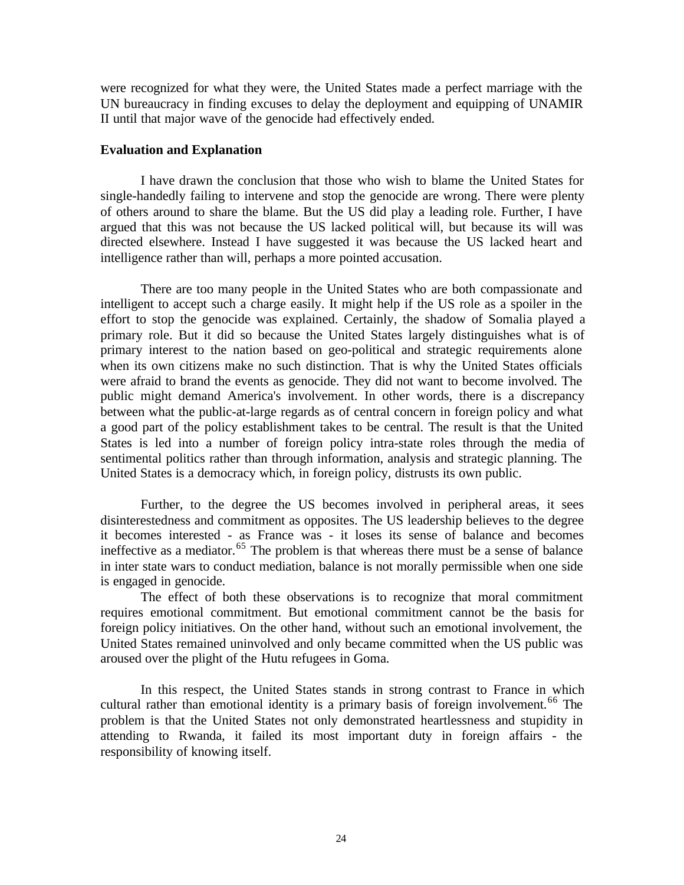were recognized for what they were, the United States made a perfect marriage with the UN bureaucracy in finding excuses to delay the deployment and equipping of UNAMIR II until that major wave of the genocide had effectively ended.

**Evaluation and Explanation**

I have drawn the conclusion that those who wish to blame the United States for single-handedly failing to intervene and stop the genocide are wrong. There were plenty of others around to share the blame. But the US did play a leading role. Further, I have argued that this was not because the US lacked political will, but because its will was directed elsewhere. Instead I have suggested it was because the US lacked heart and intelligence rather than will, perhaps a more pointed accusation.

There are too many people in the United States who are both compassionate and intelligent to accept such a charge easily. It might help if the US role as a spoiler in the effort to stop the genocide was explained. Certainly, the shadow of Somalia played a primary role. But it did so because the United States largely distinguishes what is of primary interest to the nation based on geo-political and strategic requirements alone when its own citizens make no such distinction. That is why the United States officials were afraid to brand the events as genocide. They did not want to become involved. The public might demand America's involvement. In other words, there is a discrepancy between what the public-at-large regards as of central concern in foreign policy and what a good part of the policy establishment takes to be central. The result is that the United States is led into a number of foreign policy intra-state roles through the media of sentimental politics rather than through information, analysis and strategic planning. The United States is a democracy which, in foreign policy, distrusts its own public.

Further, to the degree the US becomes involved in peripheral areas, it sees disinterestedness and commitment as opposites. The US leadership believes to the degree it becomes interested - as France was - it loses its sense of balance and becomes ineffective as a mediator.[65] The problem is that whereas there must be a sense of balance in inter state wars to conduct mediation, balance is not morally permissible when one side is engaged in genocide.

The effect of both these observations is to recognize that moral commitment requires emotional commitment. But emotional commitment cannot be the basis for foreign policy initiatives. On the other hand, without such an emotional involvement, the United States remained uninvolved and only became committed when the US public was aroused over the plight of the Hutu refugees in Goma.

In this respect, the United States stands in strong contrast to France in which cultural rather than emotional identity is a primary basis of foreign involvement.[66] The problem is that the United States not only demonstrated heartlessness and stupidity in attending to Rwanda, it failed its most important duty in foreign affairs - the responsibility of knowing itself.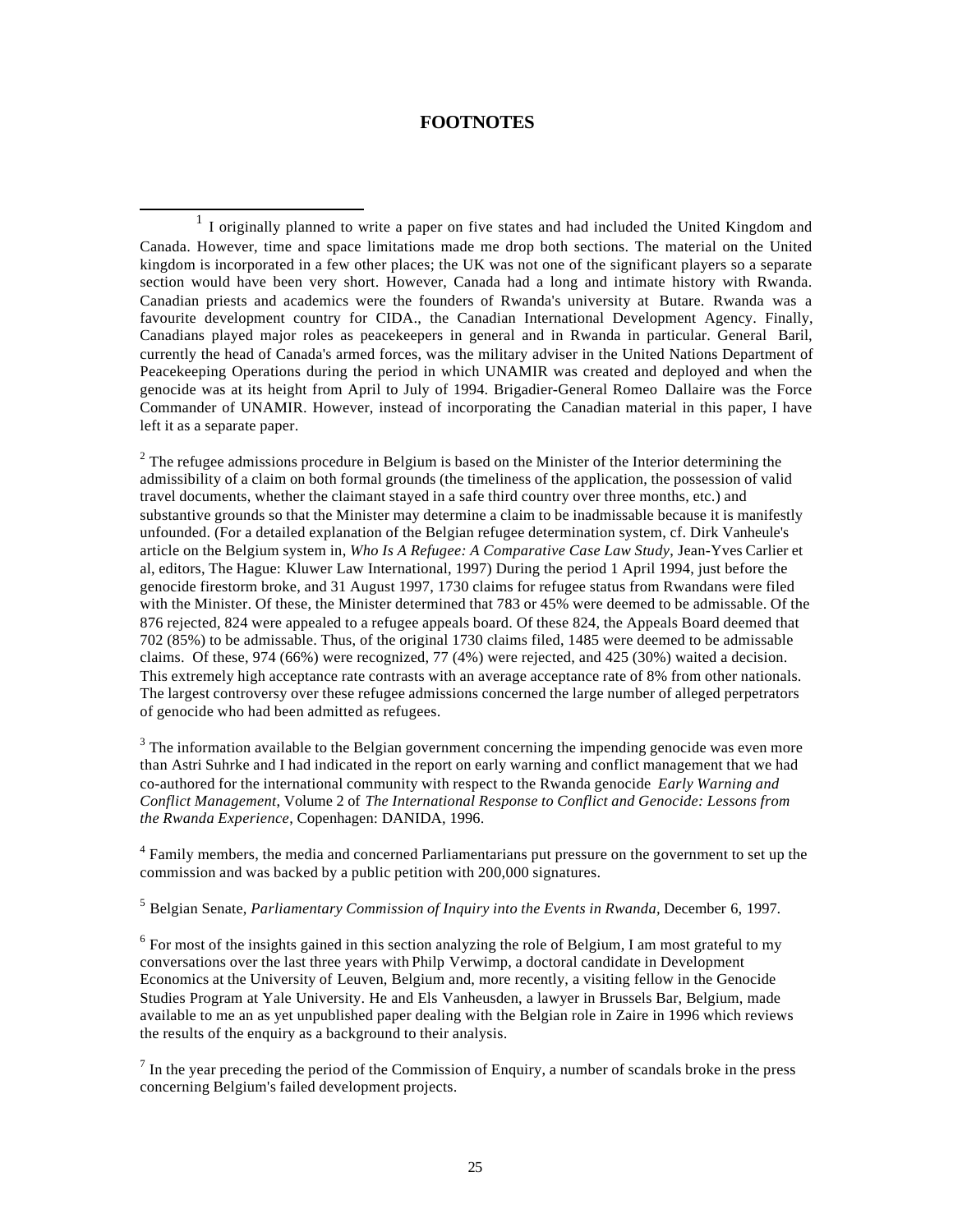# FOOTNOTES

[1] I originally planned to write a paper on five states and had included the United Kingdom and Canada. However, time and space limitations made me drop both sections. The material on the United kingdom is incorporated in a few other places; the UK was not one of the significant players so a separate section would have been very short. However, Canada had a long and intimate history with Rwanda. Canadian priests and academics were the founders of Rwanda's university at Butare. Rwanda was a favourite development country for CIDA., the Canadian International Development Agency. Finally, Canadians played major roles as peacekeepers in general and in Rwanda in particular. General Baril, currently the head of Canada's armed forces, was the military adviser in the United Nations Department of Peacekeeping Operations during the period in which UNAMIR was created and deployed and when the genocide was at its height from April to July of 1994. Brigadier-General Romeo Dallaire was the Force Commander of UNAMIR. However, instead of incorporating the Canadian material in this paper, I have left it as a separate paper.

[2] The refugee admissions procedure in Belgium is based on the Minister of the Interior determining the admissibility of a claim on both formal grounds (the timeliness of the application, the possession of valid travel documents, whether the claimant stayed in a safe third country over three months, etc.) and substantive grounds so that the Minister may determine a claim to be inadmissable because it is manifestly unfounded. (For a detailed explanation of the Belgian refugee determination system, cf. Dirk Vanheule's article on the Belgium system in, *Who Is A Refugee: A Comparative Case Law Study*, Jean-Yves Carlier et al, editors, The Hague: Kluwer Law International, 1997) During the period 1 April 1994, just before the genocide firestorm broke, and 31 August 1997, 1730 claims for refugee status from Rwandans were filed with the Minister. Of these, the Minister determined that 783 or 45% were deemed to be admissable. Of the 876 rejected, 824 were appealed to a refugee appeals board. Of these 824, the Appeals Board deemed that 702 (85%) to be admissable. Thus, of the original 1730 claims filed, 1485 were deemed to be admissable claims. Of these, 974 (66%) were recognized, 77 (4%) were rejected, and 425 (30%) waited a decision. This extremely high acceptance rate contrasts with an average acceptance rate of 8% from other nationals. The largest controversy over these refugee admissions concerned the large number of alleged perpetrators of genocide who had been admitted as refugees.

[3] The information available to the Belgian government concerning the impending genocide was even more than Astri Suhrke and I had indicated in the report on early warning and conflict management that we had co-authored for the international community with respect to the Rwanda genocide *Early Warning and Conflict Management*, Volume 2 of *The International Response to Conflict and Genocide: Lessons from the Rwanda Experience*, Copenhagen: DANIDA, 1996.

[4] Family members, the media and concerned Parliamentarians put pressure on the government to set up the commission and was backed by a public petition with 200,000 signatures.

[5] Belgian Senate, *Parliamentary Commission of Inquiry into the Events in Rwanda*, December 6, 1997.

[6] For most of the insights gained in this section analyzing the role of Belgium, I am most grateful to my conversations over the last three years with Philp Verwimp, a doctoral candidate in Development Economics at the University of Leuven, Belgium and, more recently, a visiting fellow in the Genocide Studies Program at Yale University. He and Els Vanheusden, a lawyer in Brussels Bar, Belgium, made available to me an as yet unpublished paper dealing with the Belgian role in Zaire in 1996 which reviews the results of the enquiry as a background to their analysis.

[7] In the year preceding the period of the Commission of Enquiry, a number of scandals broke in the press concerning Belgium's failed development projects.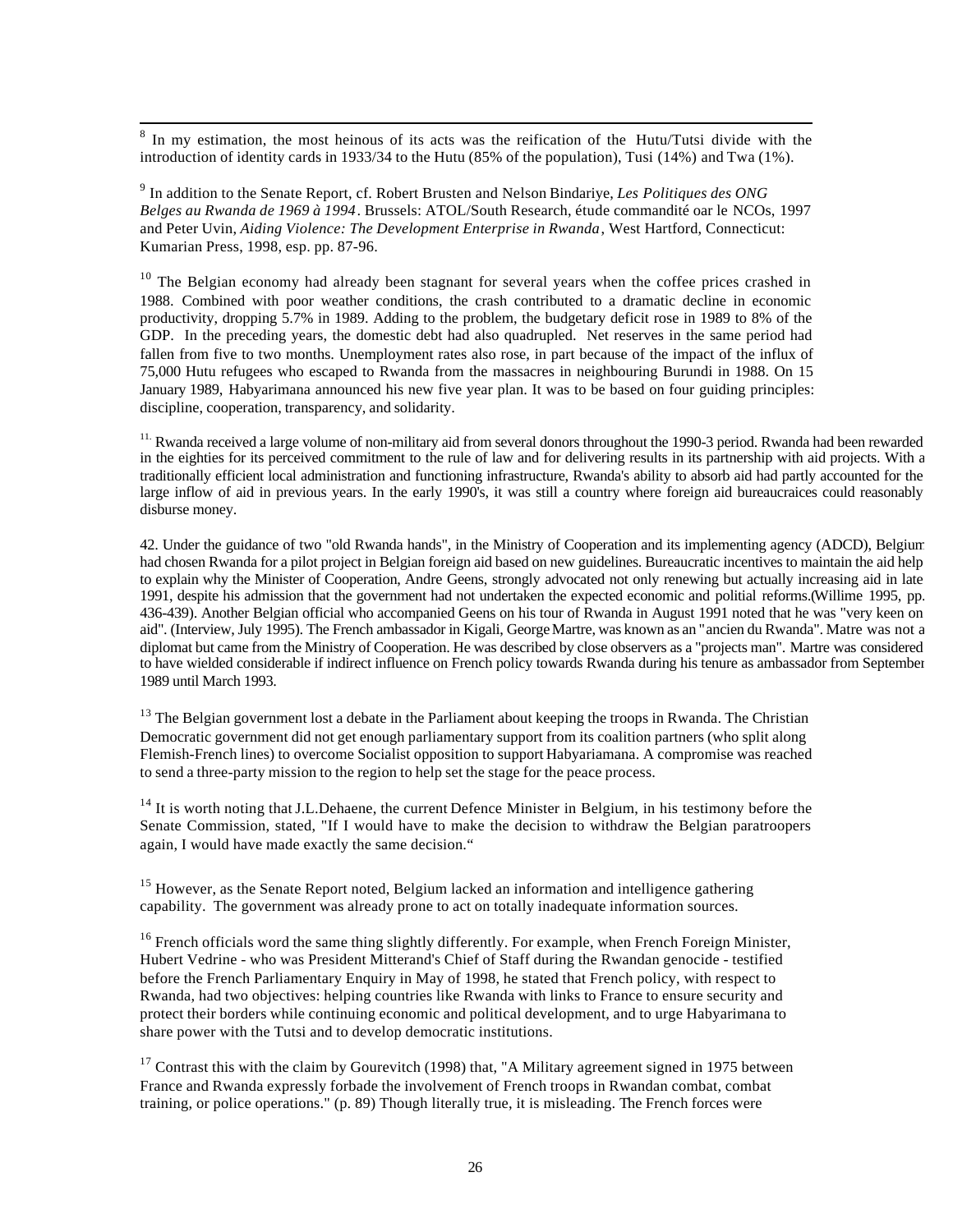[8] In my estimation, the most heinous of its acts was the reification of the Hutu/Tutsi divide with the introduction of identity cards in 1933/34 to the Hutu (85% of the population), Tusi (14%) and Twa (1%).

[9] In addition to the Senate Report, cf. Robert Brusten and Nelson Bindariye, *Les Politiques des ONG Belges au Rwanda de 1969 à 1994*. Brussels: ATOL/South Research, étude commandité oar le NCOs, 1997 and Peter Uvin, *Aiding Violence: The Development Enterprise in Rwanda*, West Hartford, Connecticut: Kumarian Press, 1998, esp. pp. 87-96.

[10] The Belgian economy had already been stagnant for several years when the coffee prices crashed in 1988. Combined with poor weather conditions, the crash contributed to a dramatic decline in economic productivity, dropping 5.7% in 1989. Adding to the problem, the budgetary deficit rose in 1989 to 8% of the GDP. In the preceding years, the domestic debt had also quadrupled. Net reserves in the same period had fallen from five to two months. Unemployment rates also rose, in part because of the impact of the influx of 75,000 Hutu refugees who escaped to Rwanda from the massacres in neighbouring Burundi in 1988. On 15 January 1989, Habyarimana announced his new five year plan. It was to be based on four guiding principles: discipline, cooperation, transparency, and solidarity.

[11.] Rwanda received a large volume of non-military aid from several donors throughout the 1990-3 period. Rwanda had been rewarded in the eighties for its perceived commitment to the rule of law and for delivering results in its partnership with aid projects. With a traditionally efficient local administration and functioning infrastructure, Rwanda's ability to absorb aid had partly accounted for the large inflow of aid in previous years. In the early 1990's, it was still a country where foreign aid bureaucraices could reasonably disburse money.

42. Under the guidance of two "old Rwanda hands", in the Ministry of Cooperation and its implementing agency (ADCD), Belgium had chosen Rwanda for a pilot project in Belgian foreign aid based on new guidelines. Bureaucratic incentives to maintain the aid help to explain why the Minister of Cooperation, Andre Geens, strongly advocated not only renewing but actually increasing aid in late 1991, despite his admission that the government had not undertaken the expected economic and politial reforms.(Willime 1995, pp. 436-439). Another Belgian official who accompanied Geens on his tour of Rwanda in August 1991 noted that he was "very keen on aid". (Interview, July 1995). The French ambassador in Kigali, George Martre, was known as an "ancien du Rwanda". Matre was not a diplomat but came from the Ministry of Cooperation. He was described by close observers as a "projects man". Martre was considered to have wielded considerable if indirect influence on French policy towards Rwanda during his tenure as ambassador from September 1989 until March 1993.

[13] The Belgian government lost a debate in the Parliament about keeping the troops in Rwanda. The Christian Democratic government did not get enough parliamentary support from its coalition partners (who split along Flemish-French lines) to overcome Socialist opposition to support Habyariamana. A compromise was reached to send a three-party mission to the region to help set the stage for the peace process.

[14] It is worth noting that J.L.Dehaene, the current Defence Minister in Belgium, in his testimony before the Senate Commission, stated, "If I would have to make the decision to withdraw the Belgian paratroopers again, I would have made exactly the same decision."

[15] However, as the Senate Report noted, Belgium lacked an information and intelligence gathering capability. The government was already prone to act on totally inadequate information sources.

[16] French officials word the same thing slightly differently. For example, when French Foreign Minister, Hubert Vedrine - who was President Mitterand's Chief of Staff during the Rwandan genocide - testified before the French Parliamentary Enquiry in May of 1998, he stated that French policy, with respect to Rwanda, had two objectives: helping countries like Rwanda with links to France to ensure security and protect their borders while continuing economic and political development, and to urge Habyarimana to share power with the Tutsi and to develop democratic institutions.

[17] Contrast this with the claim by Gourevitch (1998) that, "A Military agreement signed in 1975 between France and Rwanda expressly forbade the involvement of French troops in Rwandan combat, combat training, or police operations." (p. 89) Though literally true, it is misleading. The French forces were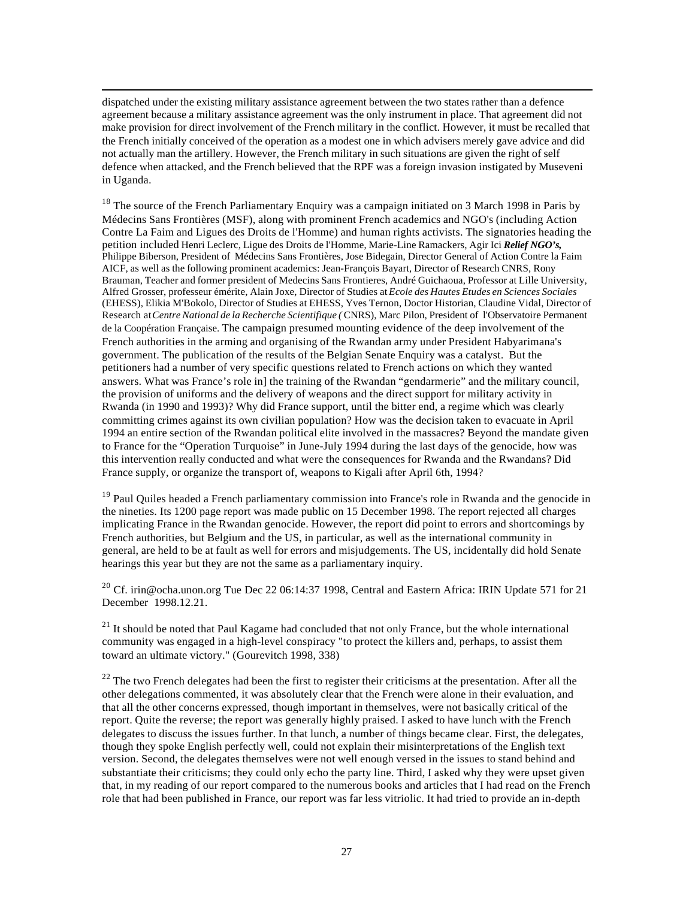dispatched under the existing military assistance agreement between the two states rather than a defence agreement because a military assistance agreement was the only instrument in place. That agreement did not make provision for direct involvement of the French military in the conflict. However, it must be recalled that the French initially conceived of the operation as a modest one in which advisers merely gave advice and did not actually man the artillery. However, the French military in such situations are given the right of self defence when attacked, and the French believed that the RPF was a foreign invasion instigated by Museveni in Uganda.

[18] The source of the French Parliamentary Enquiry was a campaign initiated on 3 March 1998 in Paris by Médecins Sans Frontières (MSF), along with prominent French academics and NGO's (including Action Contre La Faim and Ligues des Droits de l'Homme) and human rights activists. The signatories heading the petition included Henri Leclerc, Ligue des Droits de l'Homme, Marie-Line Ramackers, Agir Ici ***Relief NGO's,*** Philippe Biberson, President of Médecins Sans Frontières, Jose Bidegain, Director General of Action Contre la Faim AICF, as well as the following prominent academics: Jean-François Bayart, Director of Research CNRS, Rony Brauman, Teacher and former president of Medecins Sans Frontieres, André Guichaoua, Professor at Lille University, Alfred Grosser, professeur émérite, Alain Joxe, Director of Studies at *Ecole des Hautes Etudes en Sciences Sociales* (EHESS), Elikia M'Bokolo, Director of Studies at EHESS, Yves Ternon, Doctor Historian, Claudine Vidal, Director of Research at *Centre National de la Recherche Scientifique (* CNRS), Marc Pilon, President of l'Observatoire Permanent de la Coopération Française. The campaign presumed mounting evidence of the deep involvement of the French authorities in the arming and organising of the Rwandan army under President Habyarimana's government. The publication of the results of the Belgian Senate Enquiry was a catalyst. But the petitioners had a number of very specific questions related to French actions on which they wanted answers. What was France's role in] the training of the Rwandan "gendarmerie" and the military council, the provision of uniforms and the delivery of weapons and the direct support for military activity in Rwanda (in 1990 and 1993)? Why did France support, until the bitter end, a regime which was clearly committing crimes against its own civilian population? How was the decision taken to evacuate in April 1994 an entire section of the Rwandan political elite involved in the massacres? Beyond the mandate given to France for the "Operation Turquoise" in June-July 1994 during the last days of the genocide, how was this intervention really conducted and what were the consequences for Rwanda and the Rwandans? Did France supply, or organize the transport of, weapons to Kigali after April 6th, 1994?

[19] Paul Quiles headed a French parliamentary commission into France's role in Rwanda and the genocide in the nineties. Its 1200 page report was made public on 15 December 1998. The report rejected all charges implicating France in the Rwandan genocide. However, the report did point to errors and shortcomings by French authorities, but Belgium and the US, in particular, as well as the international community in general, are held to be at fault as well for errors and misjudgements. The US, incidentally did hold Senate hearings this year but they are not the same as a parliamentary inquiry.

[20] Cf. irin@ocha.unon.org Tue Dec 22 06:14:37 1998, Central and Eastern Africa: IRIN Update 571 for 21 December 1998.12.21.

[21] It should be noted that Paul Kagame had concluded that not only France, but the whole international community was engaged in a high-level conspiracy "to protect the killers and, perhaps, to assist them toward an ultimate victory." (Gourevitch 1998, 338)

[22] The two French delegates had been the first to register their criticisms at the presentation. After all the other delegations commented, it was absolutely clear that the French were alone in their evaluation, and that all the other concerns expressed, though important in themselves, were not basically critical of the report. Quite the reverse; the report was generally highly praised. I asked to have lunch with the French delegates to discuss the issues further. In that lunch, a number of things became clear. First, the delegates, though they spoke English perfectly well, could not explain their misinterpretations of the English text version. Second, the delegates themselves were not well enough versed in the issues to stand behind and substantiate their criticisms; they could only echo the party line. Third, I asked why they were upset given that, in my reading of our report compared to the numerous books and articles that I had read on the French role that had been published in France, our report was far less vitriolic. It had tried to provide an in-depth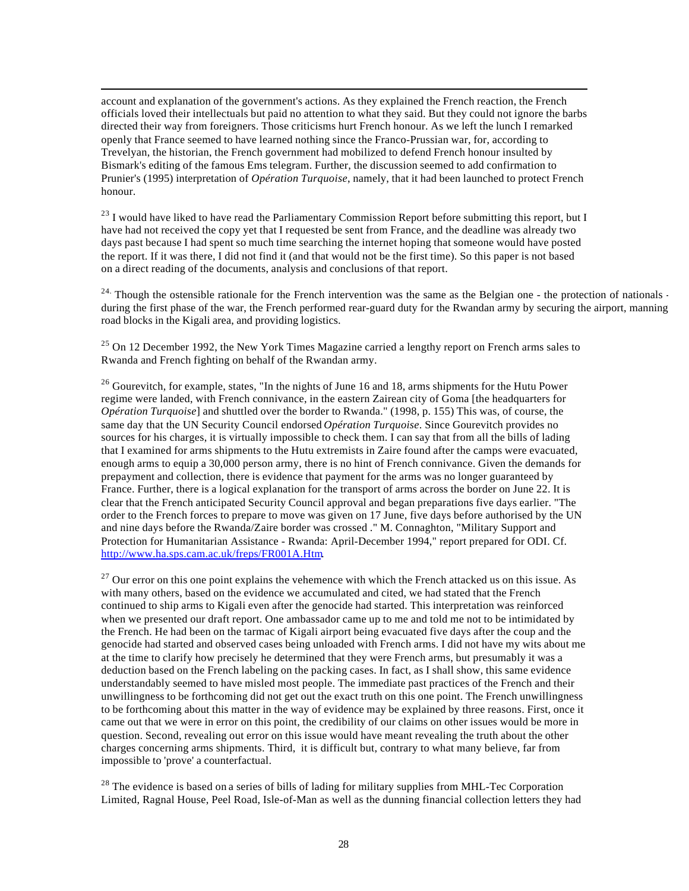account and explanation of the government's actions. As they explained the French reaction, the French officials loved their intellectuals but paid no attention to what they said. But they could not ignore the barbs directed their way from foreigners. Those criticisms hurt French honour. As we left the lunch I remarked openly that France seemed to have learned nothing since the Franco-Prussian war, for, according to Trevelyan, the historian, the French government had mobilized to defend French honour insulted by Bismark's editing of the famous Ems telegram. Further, the discussion seemed to add confirmation to Prunier's (1995) interpretation of *Opération Turquoise*, namely, that it had been launched to protect French honour.

[23] I would have liked to have read the Parliamentary Commission Report before submitting this report, but I have had not received the copy yet that I requested be sent from France, and the deadline was already two days past because I had spent so much time searching the internet hoping that someone would have posted the report. If it was there, I did not find it (and that would not be the first time). So this paper is not based on a direct reading of the documents, analysis and conclusions of that report.

[24] Though the ostensible rationale for the French intervention was the same as the Belgian one - the protection of nationals - during the first phase of the war, the French performed rear-guard duty for the Rwandan army by securing the airport, manning road blocks in the Kigali area, and providing logistics.

[25] On 12 December 1992, the New York Times Magazine carried a lengthy report on French arms sales to Rwanda and French fighting on behalf of the Rwandan army.

[26] Gourevitch, for example, states, "In the nights of June 16 and 18, arms shipments for the Hutu Power regime were landed, with French connivance, in the eastern Zairean city of Goma [the headquarters for *Opération Turquoise*] and shuttled over the border to Rwanda." (1998, p. 155) This was, of course, the same day that the UN Security Council endorsed *Opération Turquoise*. Since Gourevitch provides no sources for his charges, it is virtually impossible to check them. I can say that from all the bills of lading that I examined for arms shipments to the Hutu extremists in Zaire found after the camps were evacuated, enough arms to equip a 30,000 person army, there is no hint of French connivance. Given the demands for prepayment and collection, there is evidence that payment for the arms was no longer guaranteed by France. Further, there is a logical explanation for the transport of arms across the border on June 22. It is clear that the French anticipated Security Council approval and began preparations five days earlier. "The order to the French forces to prepare to move was given on 17 June, five days before authorised by the UN and nine days before the Rwanda/Zaire border was crossed ." M. Connaghton, "Military Support and Protection for Humanitarian Assistance - Rwanda: April-December 1994," report prepared for ODI. Cf. http://www.ha.sps.cam.ac.uk/freps/FR001A.Htm.

[27] Our error on this one point explains the vehemence with which the French attacked us on this issue. As with many others, based on the evidence we accumulated and cited, we had stated that the French continued to ship arms to Kigali even after the genocide had started. This interpretation was reinforced when we presented our draft report. One ambassador came up to me and told me not to be intimidated by the French. He had been on the tarmac of Kigali airport being evacuated five days after the coup and the genocide had started and observed cases being unloaded with French arms. I did not have my wits about me at the time to clarify how precisely he determined that they were French arms, but presumably it was a deduction based on the French labeling on the packing cases. In fact, as I shall show, this same evidence understandably seemed to have misled most people. The immediate past practices of the French and their unwillingness to be forthcoming did not get out the exact truth on this one point. The French unwillingness to be forthcoming about this matter in the way of evidence may be explained by three reasons. First, once it came out that we were in error on this point, the credibility of our claims on other issues would be more in question. Second, revealing out error on this issue would have meant revealing the truth about the other charges concerning arms shipments. Third, it is difficult but, contrary to what many believe, far from impossible to 'prove' a counterfactual.

[28] The evidence is based on a series of bills of lading for military supplies from MHL-Tec Corporation Limited, Ragnal House, Peel Road, Isle-of-Man as well as the dunning financial collection letters they had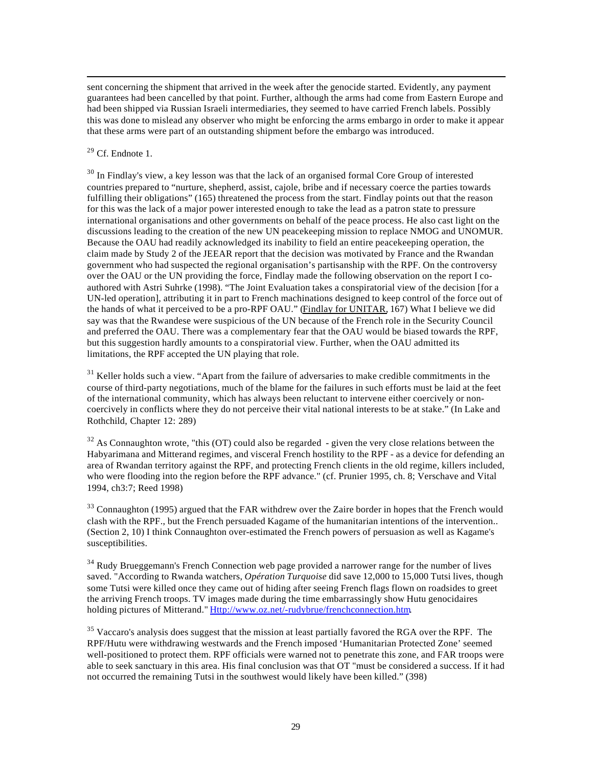sent concerning the shipment that arrived in the week after the genocide started. Evidently, any payment guarantees had been cancelled by that point. Further, although the arms had come from Eastern Europe and had been shipped via Russian Israeli intermediaries, they seemed to have carried French labels. Possibly this was done to mislead any observer who might be enforcing the arms embargo in order to make it appear that these arms were part of an outstanding shipment before the embargo was introduced.

[29] Cf. Endnote 1.

[30] In Findlay's view, a key lesson was that the lack of an organised formal Core Group of interested countries prepared to "nurture, shepherd, assist, cajole, bribe and if necessary coerce the parties towards fulfilling their obligations" (165) threatened the process from the start. Findlay points out that the reason for this was the lack of a major power interested enough to take the lead as a patron state to pressure international organisations and other governments on behalf of the peace process. He also cast light on the discussions leading to the creation of the new UN peacekeeping mission to replace NMOG and UNOMUR. Because the OAU had readily acknowledged its inability to field an entire peacekeeping operation, the claim made by Study 2 of the JEEAR report that the decision was motivated by France and the Rwandan government who had suspected the regional organisation's partisanship with the RPF. On the controversy over the OAU or the UN providing the force, Findlay made the following observation on the report I co-authored with Astri Suhrke (1998). "The Joint Evaluation takes a conspiratorial view of the decision [for a UN-led operation], attributing it in part to French machinations designed to keep control of the force out of the hands of what it perceived to be a pro-RPF OAU." (Findlay for UNITAR, 167) What I believe we did say was that the Rwandese were suspicious of the UN because of the French role in the Security Council and preferred the OAU. There was a complementary fear that the OAU would be biased towards the RPF, but this suggestion hardly amounts to a conspiratorial view. Further, when the OAU admitted its limitations, the RPF accepted the UN playing that role.

[31] Keller holds such a view. "Apart from the failure of adversaries to make credible commitments in the course of third-party negotiations, much of the blame for the failures in such efforts must be laid at the feet of the international community, which has always been reluctant to intervene either coercively or non-coercively in conflicts where they do not perceive their vital national interests to be at stake." (In Lake and Rothchild, Chapter 12: 289)

[32] As Connaughton wrote, "this (OT) could also be regarded - given the very close relations between the Habyarimana and Mitterand regimes, and visceral French hostility to the RPF - as a device for defending an area of Rwandan territory against the RPF, and protecting French clients in the old regime, killers included, who were flooding into the region before the RPF advance." (cf. Prunier 1995, ch. 8; Verschave and Vital 1994, ch3:7; Reed 1998)

[33] Connaughton (1995) argued that the FAR withdrew over the Zaire border in hopes that the French would clash with the RPF., but the French persuaded Kagame of the humanitarian intentions of the intervention.. (Section 2, 10) I think Connaughton over-estimated the French powers of persuasion as well as Kagame's susceptibilities.

[34] Rudy Brueggemann's French Connection web page provided a narrower range for the number of lives saved. "According to Rwanda watchers, *Opération Turquoise* did save 12,000 to 15,000 Tutsi lives, though some Tutsi were killed once they came out of hiding after seeing French flags flown on roadsides to greet the arriving French troops. TV images made during the time embarrassingly show Hutu genocidaires holding pictures of Mitterand." Http://www.oz.net/-rudybrue/frenchconnection.htm.

[35] Vaccaro's analysis does suggest that the mission at least partially favored the RGA over the RPF. The RPF/Hutu were withdrawing westwards and the French imposed 'Humanitarian Protected Zone' seemed well-positioned to protect them. RPF officials were warned not to penetrate this zone, and FAR troops were able to seek sanctuary in this area. His final conclusion was that OT "must be considered a success. If it had not occurred the remaining Tutsi in the southwest would likely have been killed." (398)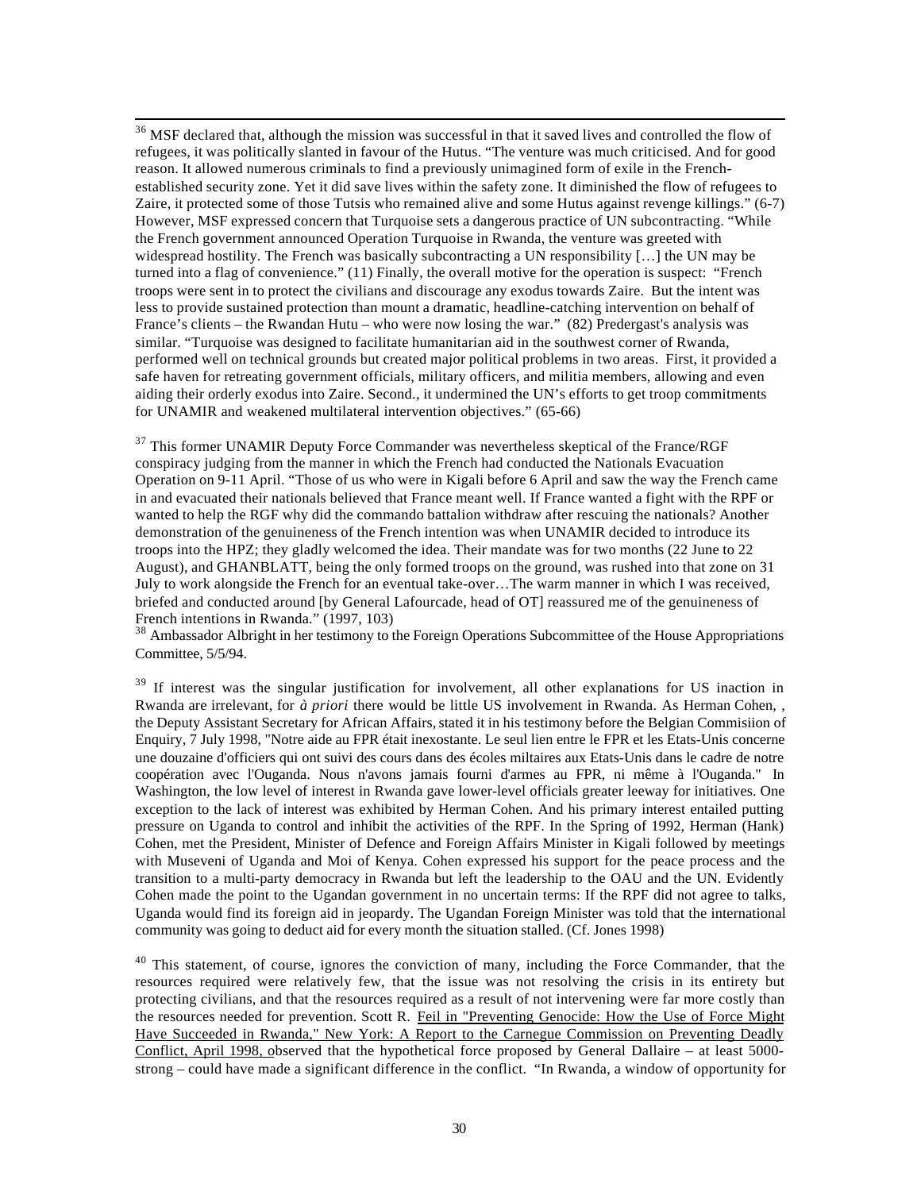[36] MSF declared that, although the mission was successful in that it saved lives and controlled the flow of refugees, it was politically slanted in favour of the Hutus. "The venture was much criticised. And for good reason. It allowed numerous criminals to find a previously unimagined form of exile in the French-established security zone. Yet it did save lives within the safety zone. It diminished the flow of refugees to Zaire, it protected some of those Tutsis who remained alive and some Hutus against revenge killings." (6-7) However, MSF expressed concern that Turquoise sets a dangerous practice of UN subcontracting. "While the French government announced Operation Turquoise in Rwanda, the venture was greeted with widespread hostility. The French was basically subcontracting a UN responsibility […] the UN may be turned into a flag of convenience." (11) Finally, the overall motive for the operation is suspect: "French troops were sent in to protect the civilians and discourage any exodus towards Zaire. But the intent was less to provide sustained protection than mount a dramatic, headline-catching intervention on behalf of France's clients – the Rwandan Hutu – who were now losing the war." (82) Predergast's analysis was similar. "Turquoise was designed to facilitate humanitarian aid in the southwest corner of Rwanda, performed well on technical grounds but created major political problems in two areas. First, it provided a safe haven for retreating government officials, military officers, and militia members, allowing and even aiding their orderly exodus into Zaire. Second., it undermined the UN's efforts to get troop commitments for UNAMIR and weakened multilateral intervention objectives." (65-66)

[37] This former UNAMIR Deputy Force Commander was nevertheless skeptical of the France/RGF conspiracy judging from the manner in which the French had conducted the Nationals Evacuation Operation on 9-11 April. "Those of us who were in Kigali before 6 April and saw the way the French came in and evacuated their nationals believed that France meant well. If France wanted a fight with the RPF or wanted to help the RGF why did the commando battalion withdraw after rescuing the nationals? Another demonstration of the genuineness of the French intention was when UNAMIR decided to introduce its troops into the HPZ; they gladly welcomed the idea. Their mandate was for two months (22 June to 22 August), and GHANBLATT, being the only formed troops on the ground, was rushed into that zone on 31 July to work alongside the French for an eventual take-over…The warm manner in which I was received, briefed and conducted around [by General Lafourcade, head of OT] reassured me of the genuineness of French intentions in Rwanda." (1997, 103)

[38] Ambassador Albright in her testimony to the Foreign Operations Subcommittee of the House Appropriations Committee, 5/5/94.

[39] If interest was the singular justification for involvement, all other explanations for US inaction in Rwanda are irrelevant, for *à priori* there would be little US involvement in Rwanda. As Herman Cohen, , the Deputy Assistant Secretary for African Affairs, stated it in his testimony before the Belgian Commisiion of Enquiry, 7 July 1998, "Notre aide au FPR était inexostante. Le seul lien entre le FPR et les Etats-Unis concerne une douzaine d'officiers qui ont suivi des cours dans des écoles miltaires aux Etats-Unis dans le cadre de notre coopération avec l'Ouganda. Nous n'avons jamais fourni d'armes au FPR, ni même à l'Ouganda." In Washington, the low level of interest in Rwanda gave lower-level officials greater leeway for initiatives. One exception to the lack of interest was exhibited by Herman Cohen. And his primary interest entailed putting pressure on Uganda to control and inhibit the activities of the RPF. In the Spring of 1992, Herman (Hank) Cohen, met the President, Minister of Defence and Foreign Affairs Minister in Kigali followed by meetings with Museveni of Uganda and Moi of Kenya. Cohen expressed his support for the peace process and the transition to a multi-party democracy in Rwanda but left the leadership to the OAU and the UN. Evidently Cohen made the point to the Ugandan government in no uncertain terms: If the RPF did not agree to talks, Uganda would find its foreign aid in jeopardy. The Ugandan Foreign Minister was told that the international community was going to deduct aid for every month the situation stalled. (Cf. Jones 1998)

[40] This statement, of course, ignores the conviction of many, including the Force Commander, that the resources required were relatively few, that the issue was not resolving the crisis in its entirety but protecting civilians, and that the resources required as a result of not intervening were far more costly than the resources needed for prevention. Scott R. Feil in "Preventing Genocide: How the Use of Force Might Have Succeeded in Rwanda," New York: A Report to the Carnegue Commission on Preventing Deadly Conflict, April 1998, observed that the hypothetical force proposed by General Dallaire – at least 5000-strong – could have made a significant difference in the conflict. "In Rwanda, a window of opportunity for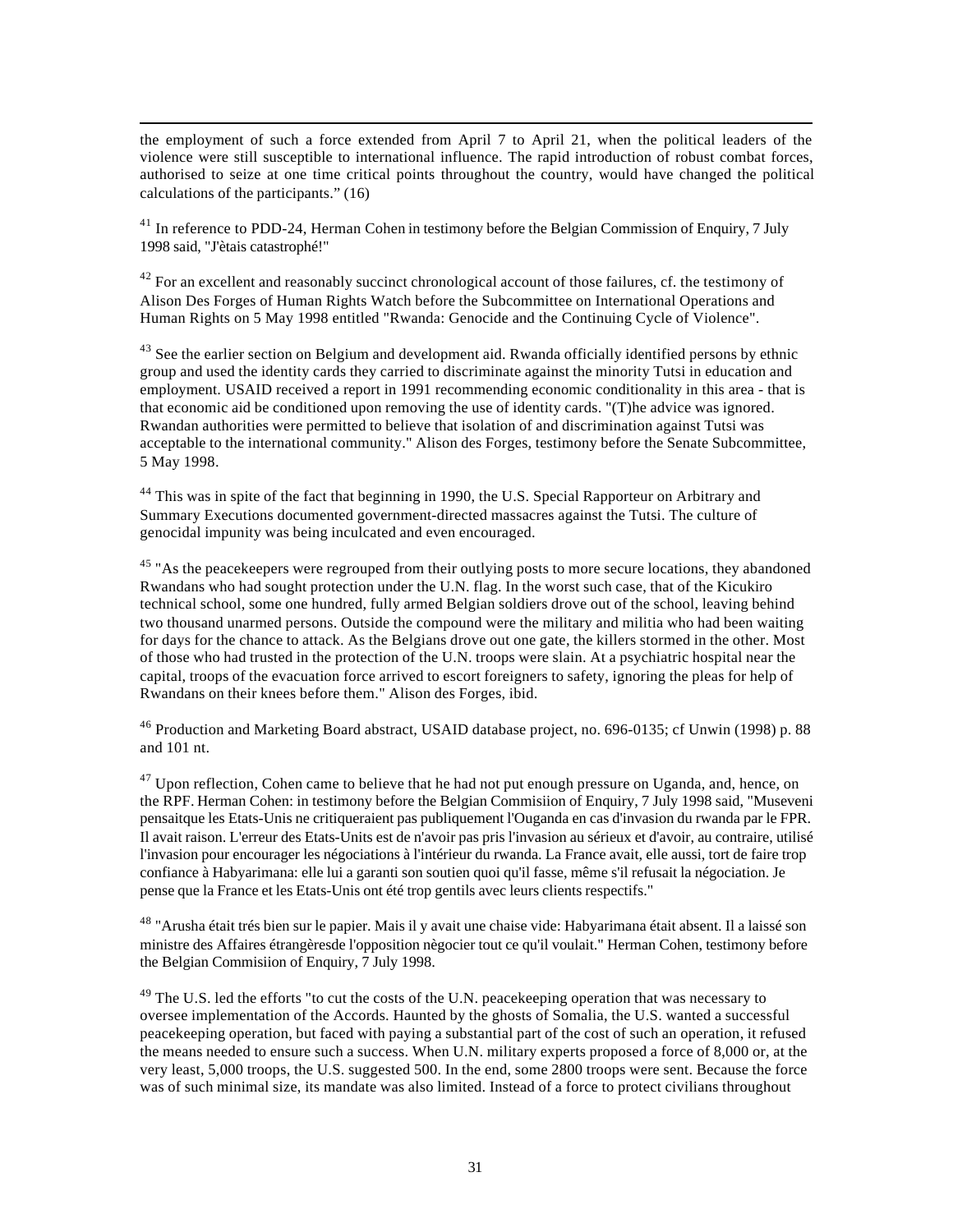the employment of such a force extended from April 7 to April 21, when the political leaders of the violence were still susceptible to international influence. The rapid introduction of robust combat forces, authorised to seize at one time critical points throughout the country, would have changed the political calculations of the participants." (16)

[41] In reference to PDD-24, Herman Cohen in testimony before the Belgian Commission of Enquiry, 7 July 1998 said, "J'ètais catastrophé!"

[42] For an excellent and reasonably succinct chronological account of those failures, cf. the testimony of Alison Des Forges of Human Rights Watch before the Subcommittee on International Operations and Human Rights on 5 May 1998 entitled "Rwanda: Genocide and the Continuing Cycle of Violence".

[43] See the earlier section on Belgium and development aid. Rwanda officially identified persons by ethnic group and used the identity cards they carried to discriminate against the minority Tutsi in education and employment. USAID received a report in 1991 recommending economic conditionality in this area - that is that economic aid be conditioned upon removing the use of identity cards. "(T)he advice was ignored. Rwandan authorities were permitted to believe that isolation of and discrimination against Tutsi was acceptable to the international community." Alison des Forges, testimony before the Senate Subcommittee, 5 May 1998.

[44] This was in spite of the fact that beginning in 1990, the U.S. Special Rapporteur on Arbitrary and Summary Executions documented government-directed massacres against the Tutsi. The culture of genocidal impunity was being inculcated and even encouraged.

[45] "As the peacekeepers were regrouped from their outlying posts to more secure locations, they abandoned Rwandans who had sought protection under the U.N. flag. In the worst such case, that of the Kicukiro technical school, some one hundred, fully armed Belgian soldiers drove out of the school, leaving behind two thousand unarmed persons. Outside the compound were the military and militia who had been waiting for days for the chance to attack. As the Belgians drove out one gate, the killers stormed in the other. Most of those who had trusted in the protection of the U.N. troops were slain. At a psychiatric hospital near the capital, troops of the evacuation force arrived to escort foreigners to safety, ignoring the pleas for help of Rwandans on their knees before them." Alison des Forges, ibid.

[46] Production and Marketing Board abstract, USAID database project, no. 696-0135; cf Unwin (1998) p. 88 and 101 nt.

[47] Upon reflection, Cohen came to believe that he had not put enough pressure on Uganda, and, hence, on the RPF. Herman Cohen: in testimony before the Belgian Commisiion of Enquiry, 7 July 1998 said, "Museveni pensaitque les Etats-Unis ne critiqueraient pas publiquement l'Ouganda en cas d'invasion du rwanda par le FPR. Il avait raison. L'erreur des Etats-Units est de n'avoir pas pris l'invasion au sérieux et d'avoir, au contraire, utilisé l'invasion pour encourager les négociations à l'intérieur du rwanda. La France avait, elle aussi, tort de faire trop confiance à Habyarimana: elle lui a garanti son soutien quoi qu'il fasse, même s'il refusait la négociation. Je pense que la France et les Etats-Unis ont été trop gentils avec leurs clients respectifs."

[48] "Arusha était trés bien sur le papier. Mais il y avait une chaise vide: Habyarimana était absent. Il a laissé son ministre des Affaires étrangèresde l'opposition nègocier tout ce qu'il voulait." Herman Cohen, testimony before the Belgian Commisiion of Enquiry, 7 July 1998.

[49] The U.S. led the efforts "to cut the costs of the U.N. peacekeeping operation that was necessary to oversee implementation of the Accords. Haunted by the ghosts of Somalia, the U.S. wanted a successful peacekeeping operation, but faced with paying a substantial part of the cost of such an operation, it refused the means needed to ensure such a success. When U.N. military experts proposed a force of 8,000 or, at the very least, 5,000 troops, the U.S. suggested 500. In the end, some 2800 troops were sent. Because the force was of such minimal size, its mandate was also limited. Instead of a force to protect civilians throughout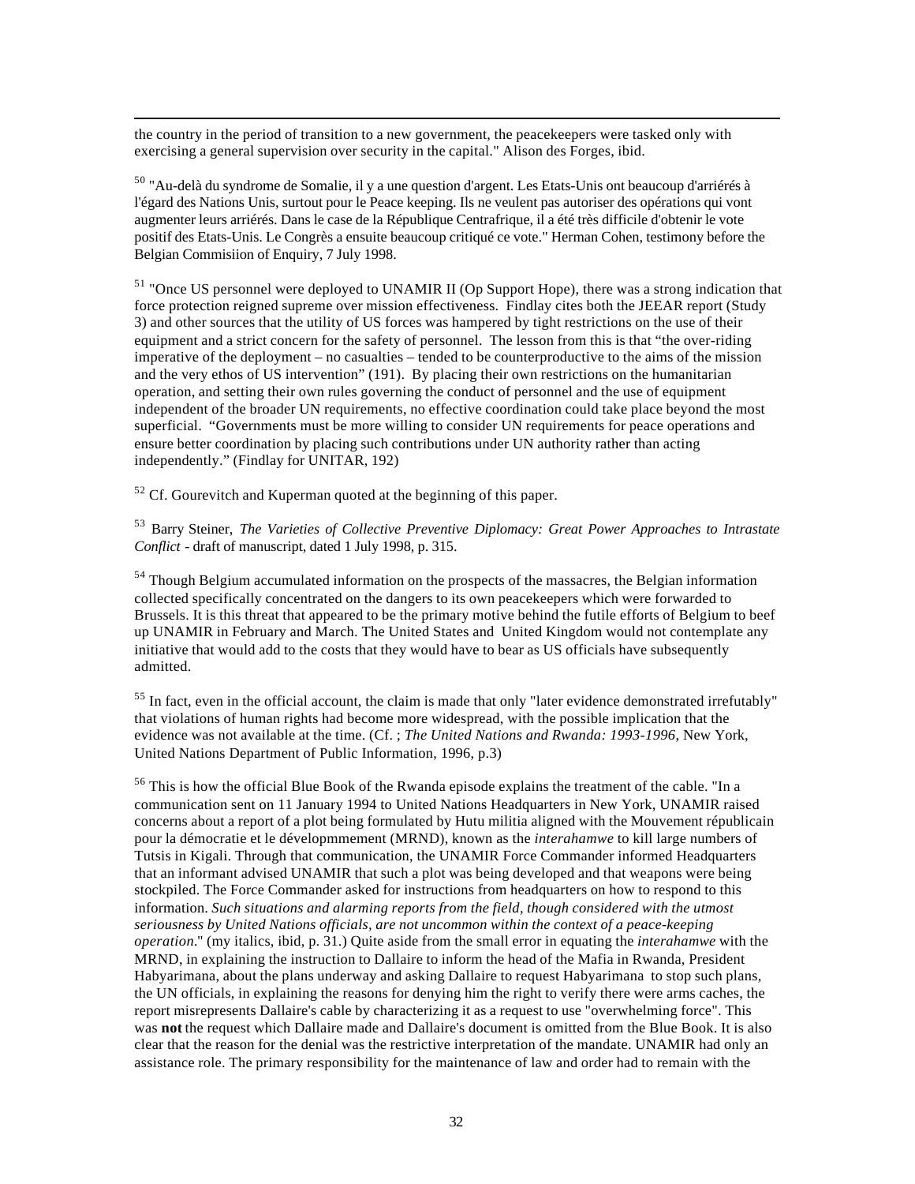the country in the period of transition to a new government, the peacekeepers were tasked only with exercising a general supervision over security in the capital." Alison des Forges, ibid.

[50] "Au-delà du syndrome de Somalie, il y a une question d'argent. Les Etats-Unis ont beaucoup d'arriérés à l'égard des Nations Unis, surtout pour le Peace keeping. Ils ne veulent pas autoriser des opérations qui vont augmenter leurs arriérés. Dans le case de la République Centrafrique, il a été très difficile d'obtenir le vote positif des Etats-Unis. Le Congrès a ensuite beaucoup critiqué ce vote." Herman Cohen, testimony before the Belgian Commisiion of Enquiry, 7 July 1998.

[51] "Once US personnel were deployed to UNAMIR II (Op Support Hope), there was a strong indication that force protection reigned supreme over mission effectiveness. Findlay cites both the JEEAR report (Study 3) and other sources that the utility of US forces was hampered by tight restrictions on the use of their equipment and a strict concern for the safety of personnel. The lesson from this is that "the over-riding imperative of the deployment – no casualties – tended to be counterproductive to the aims of the mission and the very ethos of US intervention" (191). By placing their own restrictions on the humanitarian operation, and setting their own rules governing the conduct of personnel and the use of equipment independent of the broader UN requirements, no effective coordination could take place beyond the most superficial. "Governments must be more willing to consider UN requirements for peace operations and ensure better coordination by placing such contributions under UN authority rather than acting independently." (Findlay for UNITAR, 192)

[52] Cf. Gourevitch and Kuperman quoted at the beginning of this paper.

[53] Barry Steiner, *The Varieties of Collective Preventive Diplomacy: Great Power Approaches to Intrastate Conflict* - draft of manuscript, dated 1 July 1998, p. 315.

[54] Though Belgium accumulated information on the prospects of the massacres, the Belgian information collected specifically concentrated on the dangers to its own peacekeepers which were forwarded to Brussels. It is this threat that appeared to be the primary motive behind the futile efforts of Belgium to beef up UNAMIR in February and March. The United States and United Kingdom would not contemplate any initiative that would add to the costs that they would have to bear as US officials have subsequently admitted.

[55] In fact, even in the official account, the claim is made that only "later evidence demonstrated irrefutably" that violations of human rights had become more widespread, with the possible implication that the evidence was not available at the time. (Cf. ; *The United Nations and Rwanda: 1993-1996*, New York, United Nations Department of Public Information, 1996, p.3)

[56] This is how the official Blue Book of the Rwanda episode explains the treatment of the cable. "In a communication sent on 11 January 1994 to United Nations Headquarters in New York, UNAMIR raised concerns about a report of a plot being formulated by Hutu militia aligned with the Mouvement républicain pour la démocratie et le dévelopmmement (MRND), known as the *interahamwe* to kill large numbers of Tutsis in Kigali. Through that communication, the UNAMIR Force Commander informed Headquarters that an informant advised UNAMIR that such a plot was being developed and that weapons were being stockpiled. The Force Commander asked for instructions from headquarters on how to respond to this information. *Such situations and alarming reports from the field, though considered with the utmost seriousness by United Nations officials, are not uncommon within the context of a peace-keeping operation*." (my italics, ibid, p. 31.) Quite aside from the small error in equating the *interahamwe* with the MRND, in explaining the instruction to Dallaire to inform the head of the Mafia in Rwanda, President Habyarimana, about the plans underway and asking Dallaire to request Habyarimana to stop such plans, the UN officials, in explaining the reasons for denying him the right to verify there were arms caches, the report misrepresents Dallaire's cable by characterizing it as a request to use "overwhelming force". This was **not** the request which Dallaire made and Dallaire's document is omitted from the Blue Book. It is also clear that the reason for the denial was the restrictive interpretation of the mandate. UNAMIR had only an assistance role. The primary responsibility for the maintenance of law and order had to remain with the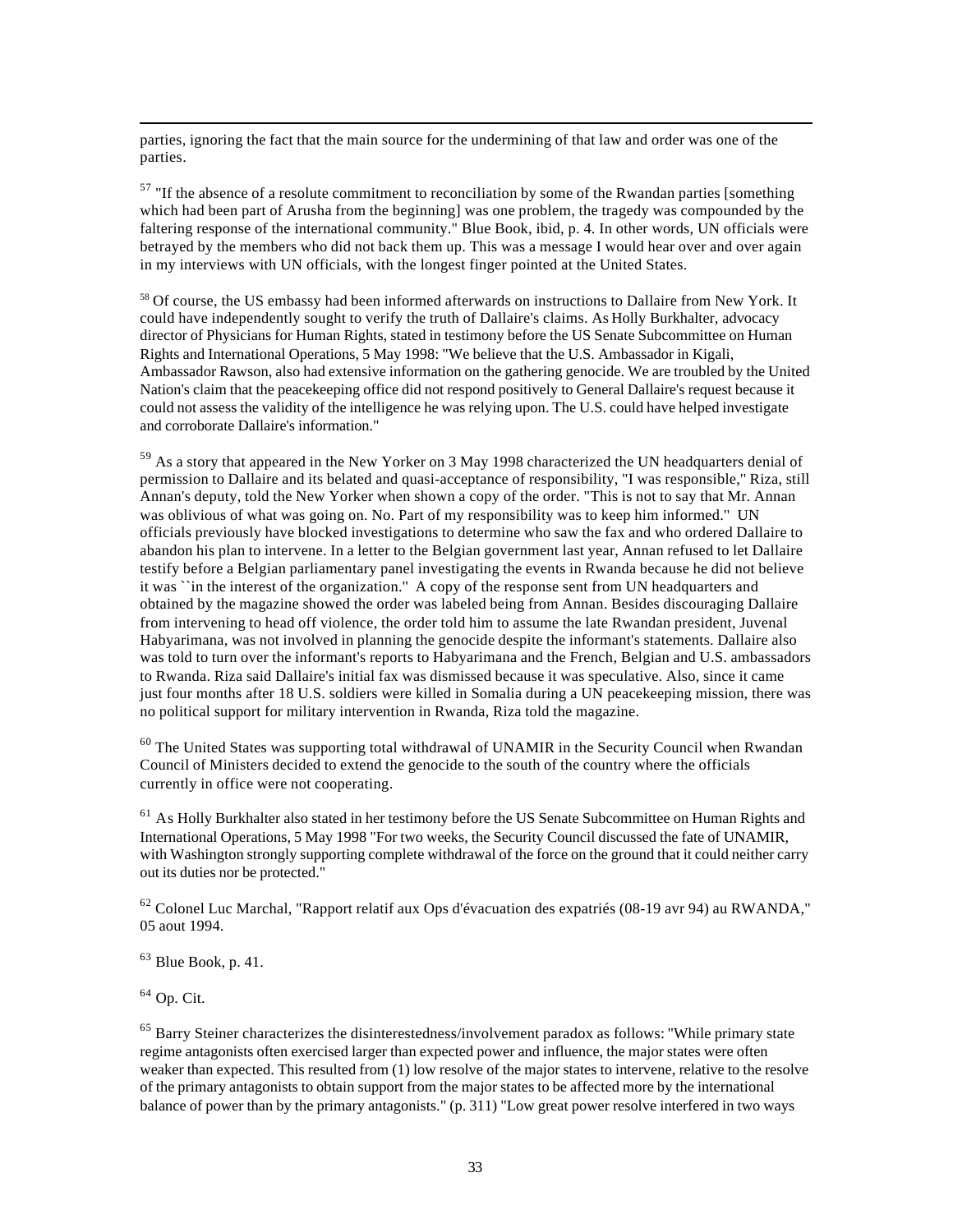parties, ignoring the fact that the main source for the undermining of that law and order was one of the parties.

[57] "If the absence of a resolute commitment to reconciliation by some of the Rwandan parties [something which had been part of Arusha from the beginning] was one problem, the tragedy was compounded by the faltering response of the international community." Blue Book, ibid, p. 4. In other words, UN officials were betrayed by the members who did not back them up. This was a message I would hear over and over again in my interviews with UN officials, with the longest finger pointed at the United States.

[58] Of course, the US embassy had been informed afterwards on instructions to Dallaire from New York. It could have independently sought to verify the truth of Dallaire's claims. As Holly Burkhalter, advocacy director of Physicians for Human Rights, stated in testimony before the US Senate Subcommittee on Human Rights and International Operations, 5 May 1998: "We believe that the U.S. Ambassador in Kigali, Ambassador Rawson, also had extensive information on the gathering genocide. We are troubled by the United Nation's claim that the peacekeeping office did not respond positively to General Dallaire's request because it could not assess the validity of the intelligence he was relying upon. The U.S. could have helped investigate and corroborate Dallaire's information."

[59] As a story that appeared in the New Yorker on 3 May 1998 characterized the UN headquarters denial of permission to Dallaire and its belated and quasi-acceptance of responsibility, "I was responsible," Riza, still Annan's deputy, told the New Yorker when shown a copy of the order. "This is not to say that Mr. Annan was oblivious of what was going on. No. Part of my responsibility was to keep him informed." UN officials previously have blocked investigations to determine who saw the fax and who ordered Dallaire to abandon his plan to intervene. In a letter to the Belgian government last year, Annan refused to let Dallaire testify before a Belgian parliamentary panel investigating the events in Rwanda because he did not believe it was ``in the interest of the organization." A copy of the response sent from UN headquarters and obtained by the magazine showed the order was labeled being from Annan. Besides discouraging Dallaire from intervening to head off violence, the order told him to assume the late Rwandan president, Juvenal Habyarimana, was not involved in planning the genocide despite the informant's statements. Dallaire also was told to turn over the informant's reports to Habyarimana and the French, Belgian and U.S. ambassadors to Rwanda. Riza said Dallaire's initial fax was dismissed because it was speculative. Also, since it came just four months after 18 U.S. soldiers were killed in Somalia during a UN peacekeeping mission, there was no political support for military intervention in Rwanda, Riza told the magazine.

[60] The United States was supporting total withdrawal of UNAMIR in the Security Council when Rwandan Council of Ministers decided to extend the genocide to the south of the country where the officials currently in office were not cooperating.

[61] As Holly Burkhalter also stated in her testimony before the US Senate Subcommittee on Human Rights and International Operations, 5 May 1998 "For two weeks, the Security Council discussed the fate of UNAMIR, with Washington strongly supporting complete withdrawal of the force on the ground that it could neither carry out its duties nor be protected."

[62] Colonel Luc Marchal, "Rapport relatif aux Ops d'évacuation des expatriés (08-19 avr 94) au RWANDA," 05 aout 1994.

[63] Blue Book, p. 41.

[64] Op. Cit.

[65] Barry Steiner characterizes the disinterestedness/involvement paradox as follows: "While primary state regime antagonists often exercised larger than expected power and influence, the major states were often weaker than expected. This resulted from (1) low resolve of the major states to intervene, relative to the resolve of the primary antagonists to obtain support from the major states to be affected more by the international balance of power than by the primary antagonists." (p. 311) "Low great power resolve interfered in two ways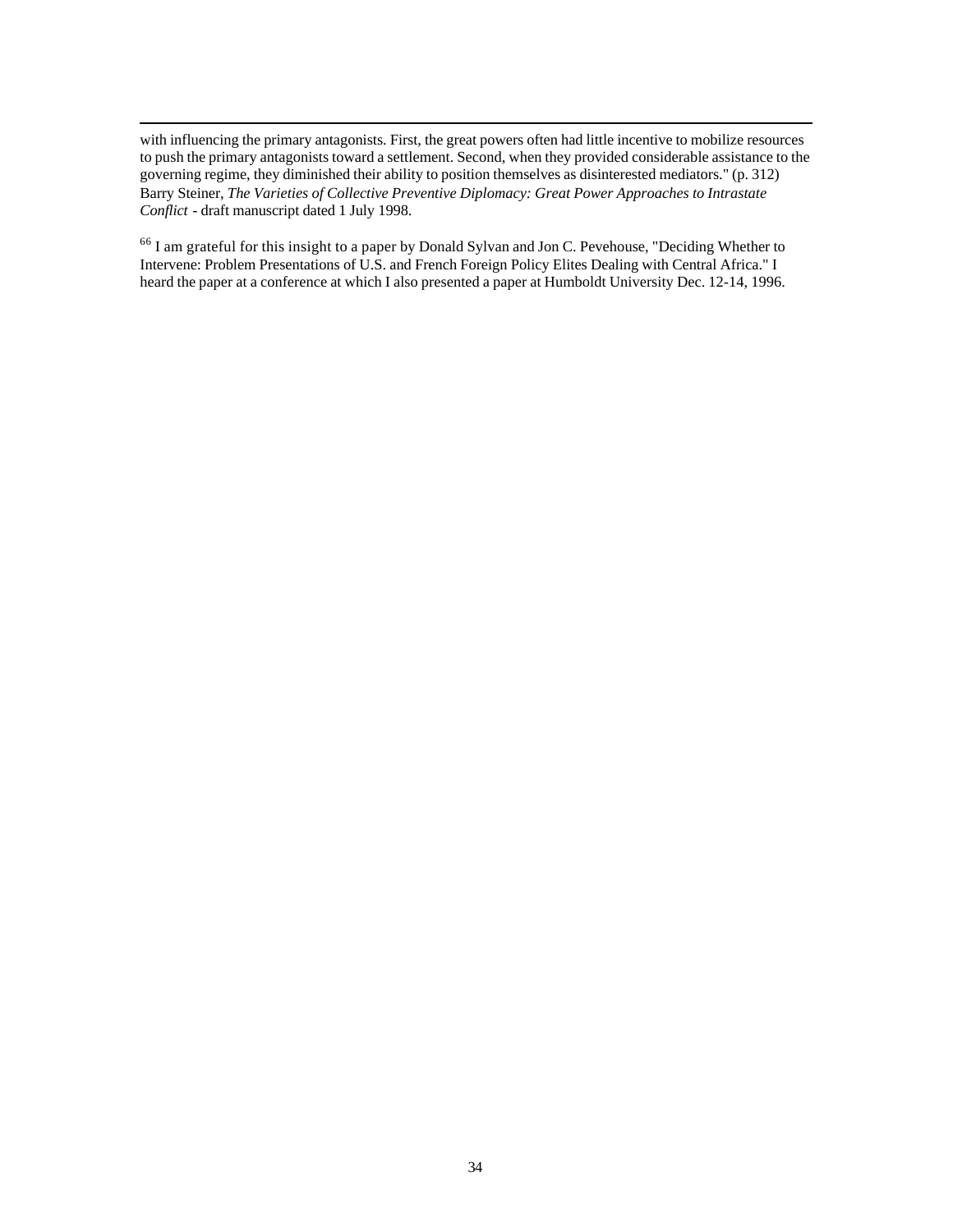with influencing the primary antagonists. First, the great powers often had little incentive to mobilize resources to push the primary antagonists toward a settlement. Second, when they provided considerable assistance to the governing regime, they diminished their ability to position themselves as disinterested mediators." (p. 312) Barry Steiner, *The Varieties of Collective Preventive Diplomacy: Great Power Approaches to Intrastate Conflict* - draft manuscript dated 1 July 1998.

[66] I am grateful for this insight to a paper by Donald Sylvan and Jon C. Pevehouse, "Deciding Whether to Intervene: Problem Presentations of U.S. and French Foreign Policy Elites Dealing with Central Africa." I heard the paper at a conference at which I also presented a paper at Humboldt University Dec. 12-14, 1996.